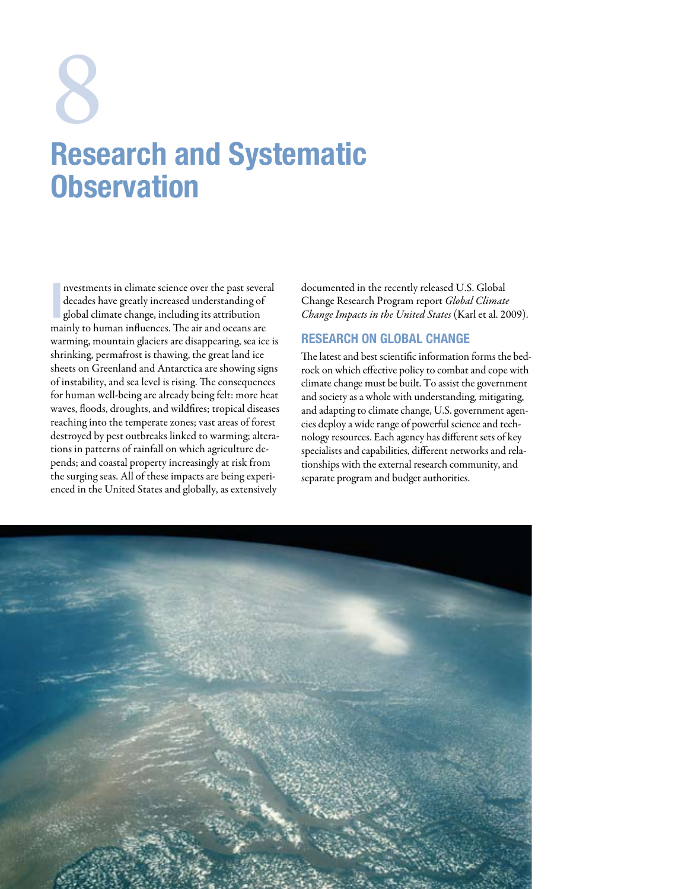# 8

# Research and Systematic Observation

Investments in climate science over the past several decades have greatly increased understanding of global climate change, including its attribution mainly to human influences. The air and oceans are warming, mountain glaciers are disappearing, sea ice is shrinking, permafrost is thawing, the great land ice sheets on Greenland and Antarctica are showing signs of instability, and sea level is rising. The consequences for human well-being are already being felt: more heat waves, floods, droughts, and wildfires; tropical diseases reaching into the temperate zones; vast areas of forest destroyed by pest outbreaks linked to warming; alterations in patterns of rainfall on which agriculture depends; and coastal property increasingly at risk from the surging seas. All of these impacts are being experienced in the United States and globally, as extensively documented in the recently released U.S. Global Change Research Program report *Global Climate Change Impacts in the United States* (Karl et al. 2009).

## RESEARCH ON GLOBAL CHANGE

The latest and best scientific information forms the bedrock on which effective policy to combat and cope with climate change must be built. To assist the government and society as a whole with understanding, mitigating, and adapting to climate change, U.S. government agencies deploy a wide range of powerful science and technology resources. Each agency has different sets of key specialists and capabilities, different networks and relationships with the external research community, and separate program and budget authorities.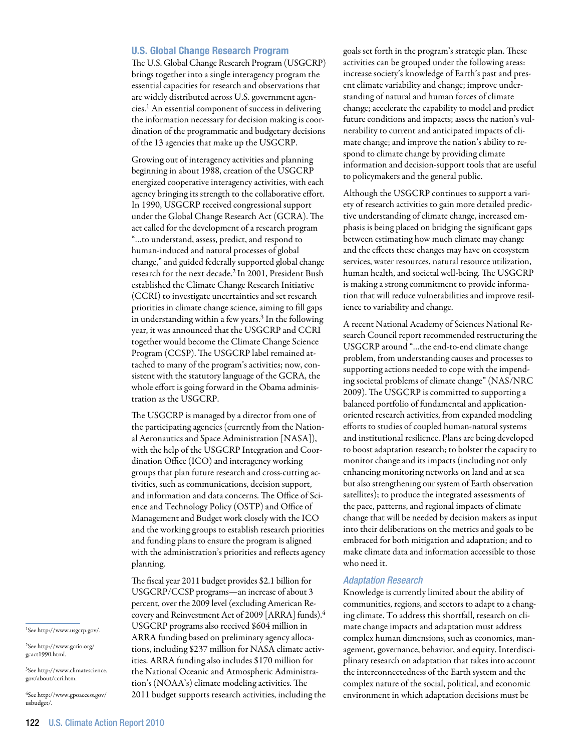## U.S. Global Change Research Program

The U.S. Global Change Research Program (USGCRP) brings together into a single interagency program the essential capacities for research and observations that are widely distributed across U.S. government agencies.[1] An essential component of success in delivering the information necessary for decision making is coordination of the programmatic and budgetary decisions of the 13 agencies that make up the USGCRP.

Growing out of interagency activities and planning beginning in about 1988, creation of the USGCRP energized cooperative interagency activities, with each agency bringing its strength to the collaborative effort. In 1990, USGCRP received congressional support under the Global Change Research Act (GCRA). The act called for the development of a research program "…to understand, assess, predict, and respond to human-induced and natural processes of global change," and guided federally supported global change research for the next decade.[2] In 2001, President Bush established the Climate Change Research Initiative (CCRI) to investigate uncertainties and set research priorities in climate change science, aiming to fill gaps in understanding within a few years.[3] In the following year, it was announced that the USGCRP and CCRI together would become the Climate Change Science Program (CCSP). The USGCRP label remained attached to many of the program's activities; now, consistent with the statutory language of the GCRA, the whole effort is going forward in the Obama administration as the USGCRP.

The USGCRP is managed by a director from one of the participating agencies (currently from the National Aeronautics and Space Administration [NASA]), with the help of the USGCRP Integration and Coordination Office (ICO) and interagency working groups that plan future research and cross-cutting activities, such as communications, decision support, and information and data concerns. The Office of Science and Technology Policy (OSTP) and Office of Management and Budget work closely with the ICO and the working groups to establish research priorities and funding plans to ensure the program is aligned with the administration's priorities and reflects agency planning.

The fiscal year 2011 budget provides $2.1 billion for USGCRP/CCSP programs—an increase of about 3 percent, over the 2009 level (excluding American Recovery and Reinvestment Act of 2009 [ARRA] funds).[4] USGCRP programs also received $604 million in ARRA funding based on preliminary agency allocations, including $237 million for NASA climate activities. ARRA funding also includes $170 million for the National Oceanic and Atmospheric Administration's (NOAA's) climate modeling activities. The 2011 budget supports research activities, including the goals set forth in the program's strategic plan. These activities can be grouped under the following areas: increase society's knowledge of Earth's past and present climate variability and change; improve understanding of natural and human forces of climate change; accelerate the capability to model and predict future conditions and impacts; assess the nation's vulnerability to current and anticipated impacts of climate change; and improve the nation's ability to respond to climate change by providing climate information and decision-support tools that are useful to policymakers and the general public.

Although the USGCRP continues to support a variety of research activities to gain more detailed predictive understanding of climate change, increased emphasis is being placed on bridging the significant gaps between estimating how much climate may change and the effects these changes may have on ecosystem services, water resources, natural resource utilization, human health, and societal well-being. The USGCRP is making a strong commitment to provide information that will reduce vulnerabilities and improve resilience to variability and change.

A recent National Academy of Sciences National Research Council report recommended restructuring the USGCRP around "…the end-to-end climate change problem, from understanding causes and processes to supporting actions needed to cope with the impending societal problems of climate change" (NAS/NRC 2009). The USGCRP is committed to supporting a balanced portfolio of fundamental and application-oriented research activities, from expanded modeling efforts to studies of coupled human-natural systems and institutional resilience. Plans are being developed to boost adaptation research; to bolster the capacity to monitor change and its impacts (including not only enhancing monitoring networks on land and at sea but also strengthening our system of Earth observation satellites); to produce the integrated assessments of the pace, patterns, and regional impacts of climate change that will be needed by decision makers as input into their deliberations on the metrics and goals to be embraced for both mitigation and adaptation; and to make climate data and information accessible to those who need it.

### *Adaptation Research*

Knowledge is currently limited about the ability of communities, regions, and sectors to adapt to a changing climate. To address this shortfall, research on climate change impacts and adaptation must address complex human dimensions, such as economics, management, governance, behavior, and equity. Interdisciplinary research on adaptation that takes into account the interconnectedness of the Earth system and the complex nature of the social, political, and economic environment in which adaptation decisions must be

---

[1] See http://www.usgcrp.gov/.

[2] See http://www.gcrio.org/gcact1990.html.

[3] See http://www.climatescience.gov/about/ccri.htm.

[4] See http://www.gpoaccess.gov/usbudget/.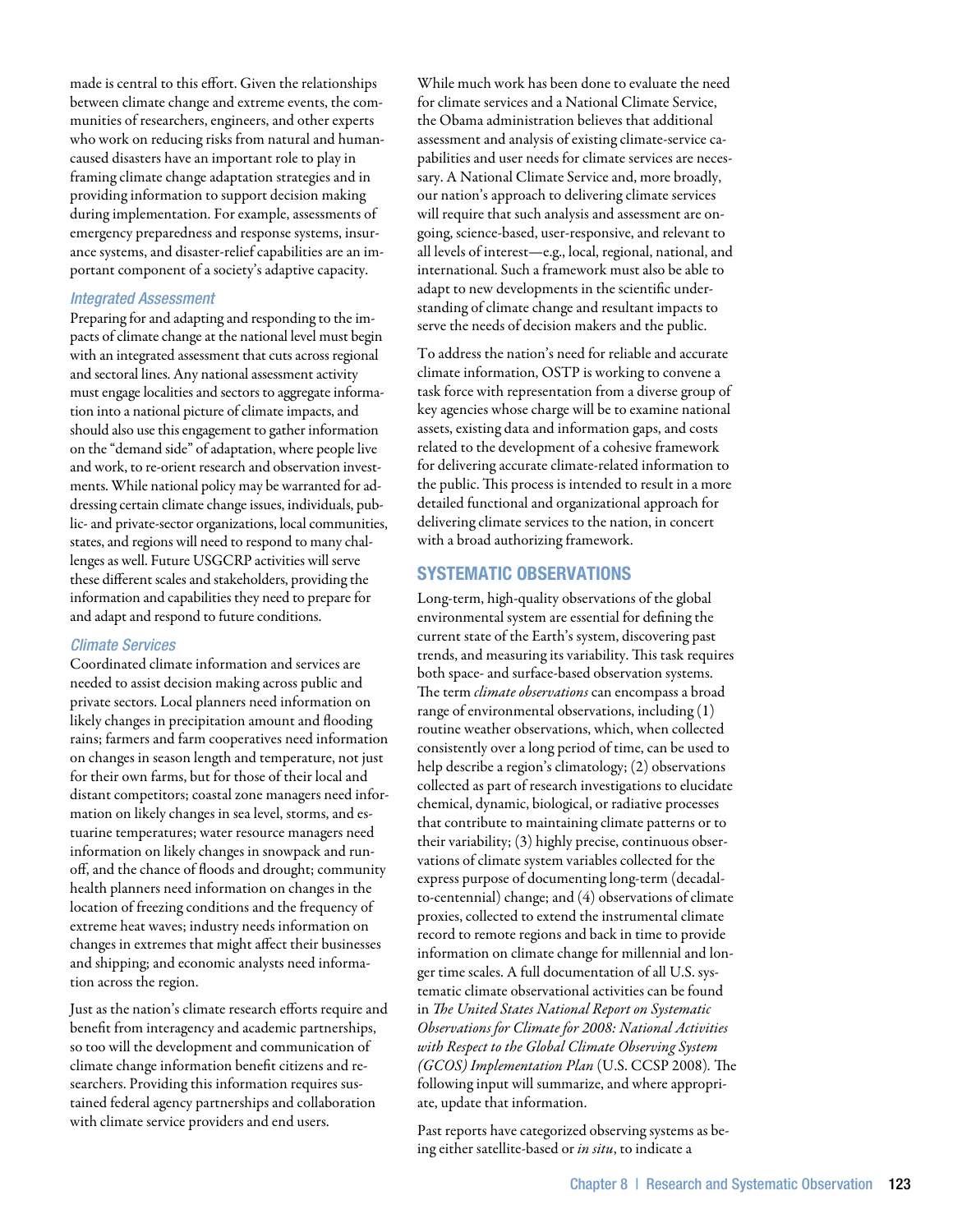made is central to this effort. Given the relationships between climate change and extreme events, the communities of researchers, engineers, and other experts who work on reducing risks from natural and human-caused disasters have an important role to play in framing climate change adaptation strategies and in providing information to support decision making during implementation. For example, assessments of emergency preparedness and response systems, insurance systems, and disaster-relief capabilities are an important component of a society's adaptive capacity.

### *Integrated Assessment*

Preparing for and adapting and responding to the impacts of climate change at the national level must begin with an integrated assessment that cuts across regional and sectoral lines. Any national assessment activity must engage localities and sectors to aggregate information into a national picture of climate impacts, and should also use this engagement to gather information on the "demand side" of adaptation, where people live and work, to re-orient research and observation investments. While national policy may be warranted for addressing certain climate change issues, individuals, public- and private-sector organizations, local communities, states, and regions will need to respond to many challenges as well. Future USGCRP activities will serve these different scales and stakeholders, providing the information and capabilities they need to prepare for and adapt and respond to future conditions.

### *Climate Services*

Coordinated climate information and services are needed to assist decision making across public and private sectors. Local planners need information on likely changes in precipitation amount and flooding rains; farmers and farm cooperatives need information on changes in season length and temperature, not just for their own farms, but for those of their local and distant competitors; coastal zone managers need information on likely changes in sea level, storms, and estuarine temperatures; water resource managers need information on likely changes in snowpack and runoff, and the chance of floods and drought; community health planners need information on changes in the location of freezing conditions and the frequency of extreme heat waves; industry needs information on changes in extremes that might affect their businesses and shipping; and economic analysts need information across the region.

Just as the nation's climate research efforts require and benefit from interagency and academic partnerships, so too will the development and communication of climate change information benefit citizens and researchers. Providing this information requires sustained federal agency partnerships and collaboration with climate service providers and end users.

While much work has been done to evaluate the need for climate services and a National Climate Service, the Obama administration believes that additional assessment and analysis of existing climate-service capabilities and user needs for climate services are necessary. A National Climate Service and, more broadly, our nation's approach to delivering climate services will require that such analysis and assessment are ongoing, science-based, user-responsive, and relevant to all levels of interest—e.g., local, regional, national, and international. Such a framework must also be able to adapt to new developments in the scientific understanding of climate change and resultant impacts to serve the needs of decision makers and the public.

To address the nation's need for reliable and accurate climate information, OSTP is working to convene a task force with representation from a diverse group of key agencies whose charge will be to examine national assets, existing data and information gaps, and costs related to the development of a cohesive framework for delivering accurate climate-related information to the public. This process is intended to result in a more detailed functional and organizational approach for delivering climate services to the nation, in concert with a broad authorizing framework.

## SYSTEMATIC OBSERVATIONS

Long-term, high-quality observations of the global environmental system are essential for defining the current state of the Earth's system, discovering past trends, and measuring its variability. This task requires both space- and surface-based observation systems. The term *climate observations* can encompass a broad range of environmental observations, including (1) routine weather observations, which, when collected consistently over a long period of time, can be used to help describe a region's climatology; (2) observations collected as part of research investigations to elucidate chemical, dynamic, biological, or radiative processes that contribute to maintaining climate patterns or to their variability; (3) highly precise, continuous observations of climate system variables collected for the express purpose of documenting long-term (decadal-to-centennial) change; and (4) observations of climate proxies, collected to extend the instrumental climate record to remote regions and back in time to provide information on climate change for millennial and longer time scales. A full documentation of all U.S. systematic climate observational activities can be found in *The United States National Report on Systematic Observations for Climate for 2008: National Activities with Respect to the Global Climate Observing System (GCOS) Implementation Plan* (U.S. CCSP 2008). The following input will summarize, and where appropriate, update that information.

Past reports have categorized observing systems as being either satellite-based or *in situ*, to indicate a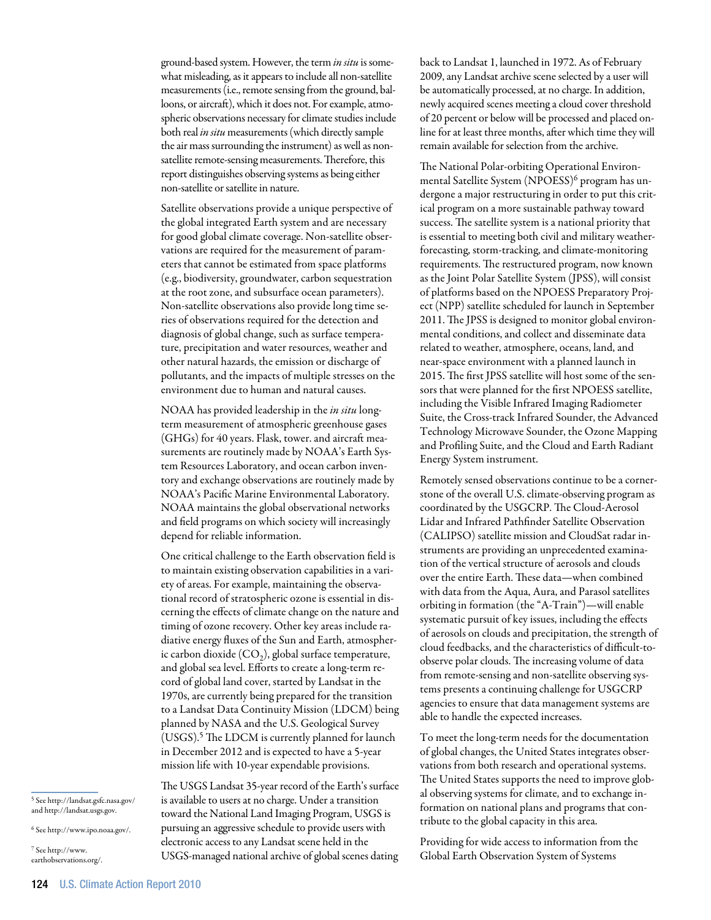ground-based system. However, the term *in situ* is somewhat misleading, as it appears to include all non-satellite measurements (i.e., remote sensing from the ground, balloons, or aircraft), which it does not. For example, atmospheric observations necessary for climate studies include both real *in situ* measurements (which directly sample the air mass surrounding the instrument) as well as non-satellite remote-sensing measurements. Therefore, this report distinguishes observing systems as being either non-satellite or satellite in nature.

Satellite observations provide a unique perspective of the global integrated Earth system and are necessary for good global climate coverage. Non-satellite observations are required for the measurement of parameters that cannot be estimated from space platforms (e.g., biodiversity, groundwater, carbon sequestration at the root zone, and subsurface ocean parameters). Non-satellite observations also provide long time series of observations required for the detection and diagnosis of global change, such as surface temperature, precipitation and water resources, weather and other natural hazards, the emission or discharge of pollutants, and the impacts of multiple stresses on the environment due to human and natural causes.

NOAA has provided leadership in the *in situ* long-term measurement of atmospheric greenhouse gases (GHGs) for 40 years. Flask, tower. and aircraft measurements are routinely made by NOAA's Earth System Resources Laboratory, and ocean carbon inventory and exchange observations are routinely made by NOAA's Pacific Marine Environmental Laboratory. NOAA maintains the global observational networks and field programs on which society will increasingly depend for reliable information.

One critical challenge to the Earth observation field is to maintain existing observation capabilities in a variety of areas. For example, maintaining the observational record of stratospheric ozone is essential in discerning the effects of climate change on the nature and timing of ozone recovery. Other key areas include radiative energy fluxes of the Sun and Earth, atmospheric carbon dioxide ($CO_2$), global surface temperature, and global sea level. Efforts to create a long-term record of global land cover, started by Landsat in the 1970s, are currently being prepared for the transition to a Landsat Data Continuity Mission (LDCM) being planned by NASA and the U.S. Geological Survey (USGS).[5] The LDCM is currently planned for launch in December 2012 and is expected to have a 5-year mission life with 10-year expendable provisions.

The USGS Landsat 35-year record of the Earth's surface is available to users at no charge. Under a transition toward the National Land Imaging Program, USGS is pursuing an aggressive schedule to provide users with electronic access to any Landsat scene held in the USGS-managed national archive of global scenes dating back to Landsat 1, launched in 1972. As of February 2009, any Landsat archive scene selected by a user will be automatically processed, at no charge. In addition, newly acquired scenes meeting a cloud cover threshold of 20 percent or below will be processed and placed online for at least three months, after which time they will remain available for selection from the archive.

The National Polar-orbiting Operational Environmental Satellite System (NPOESS)[6] program has undergone a major restructuring in order to put this critical program on a more sustainable pathway toward success. The satellite system is a national priority that is essential to meeting both civil and military weather-forecasting, storm-tracking, and climate-monitoring requirements. The restructured program, now known as the Joint Polar Satellite System (JPSS), will consist of platforms based on the NPOESS Preparatory Project (NPP) satellite scheduled for launch in September 2011. The JPSS is designed to monitor global environmental conditions, and collect and disseminate data related to weather, atmosphere, oceans, land, and near-space environment with a planned launch in 2015. The first JPSS satellite will host some of the sensors that were planned for the first NPOESS satellite, including the Visible Infrared Imaging Radiometer Suite, the Cross-track Infrared Sounder, the Advanced Technology Microwave Sounder, the Ozone Mapping and Profiling Suite, and the Cloud and Earth Radiant Energy System instrument.

Remotely sensed observations continue to be a cornerstone of the overall U.S. climate-observing program as coordinated by the USGCRP. The Cloud-Aerosol Lidar and Infrared Pathfinder Satellite Observation (CALIPSO) satellite mission and CloudSat radar instruments are providing an unprecedented examination of the vertical structure of aerosols and clouds over the entire Earth. These data—when combined with data from the Aqua, Aura, and Parasol satellites orbiting in formation (the "A-Train")—will enable systematic pursuit of key issues, including the effects of aerosols on clouds and precipitation, the strength of cloud feedbacks, and the characteristics of difficult-to-observe polar clouds. The increasing volume of data from remote-sensing and non-satellite observing systems presents a continuing challenge for USGCRP agencies to ensure that data management systems are able to handle the expected increases.

To meet the long-term needs for the documentation of global changes, the United States integrates observations from both research and operational systems. The United States supports the need to improve global observing systems for climate, and to exchange information on national plans and programs that contribute to the global capacity in this area.

Providing for wide access to information from the Global Earth Observation System of Systems

[5] See http://landsat.gsfc.nasa.gov/ and http://landsat.usgs.gov.

[6] See http://www.ipo.noaa.gov/.

[7] See http://www.earthobservations.org/.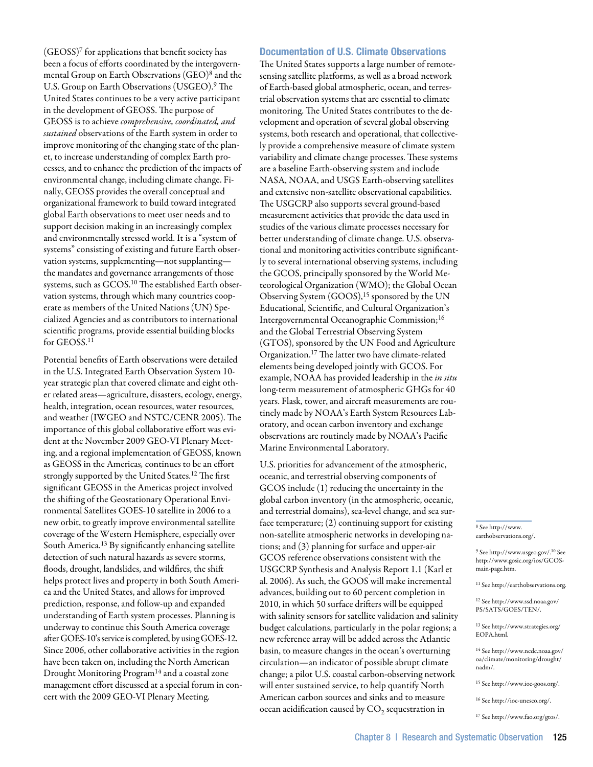(GEOSS)[7] for applications that benefit society has been a focus of efforts coordinated by the intergovernmental Group on Earth Observations (GEO)[8] and the U.S. Group on Earth Observations (USGEO).[9] The United States continues to be a very active participant in the development of GEOSS. The purpose of GEOSS is to achieve *comprehensive, coordinated, and sustained* observations of the Earth system in order to improve monitoring of the changing state of the planet, to increase understanding of complex Earth processes, and to enhance the prediction of the impacts of environmental change, including climate change. Finally, GEOSS provides the overall conceptual and organizational framework to build toward integrated global Earth observations to meet user needs and to support decision making in an increasingly complex and environmentally stressed world. It is a "system of systems" consisting of existing and future Earth observation systems, supplementing—not supplanting—the mandates and governance arrangements of those systems, such as GCOS.[10] The established Earth observation systems, through which many countries cooperate as members of the United Nations (UN) Specialized Agencies and as contributors to international scientific programs, provide essential building blocks for GEOSS.[11]

Potential benefits of Earth observations were detailed in the U.S. Integrated Earth Observation System 10-year strategic plan that covered climate and eight other related areas—agriculture, disasters, ecology, energy, health, integration, ocean resources, water resources, and weather (IWGEO and NSTC/CENR 2005). The importance of this global collaborative effort was evident at the November 2009 GEO-VI Plenary Meeting, and a regional implementation of GEOSS, known as GEOSS in the Americas, continues to be an effort strongly supported by the United States.[12] The first significant GEOSS in the Americas project involved the shifting of the Geostationary Operational Environmental Satellites GOES-10 satellite in 2006 to a new orbit, to greatly improve environmental satellite coverage of the Western Hemisphere, especially over South America.[13] By significantly enhancing satellite detection of such natural hazards as severe storms, floods, drought, landslides, and wildfires, the shift helps protect lives and property in both South America and the United States, and allows for improved prediction, response, and follow-up and expanded understanding of Earth system processes. Planning is underway to continue this South America coverage after GOES-10's service is completed, by using GOES-12. Since 2006, other collaborative activities in the region have been taken on, including the North American Drought Monitoring Program[14] and a coastal zone management effort discussed at a special forum in concert with the 2009 GEO-VI Plenary Meeting.

## Documentation of U.S. Climate Observations

The United States supports a large number of remote-sensing satellite platforms, as well as a broad network of Earth-based global atmospheric, ocean, and terrestrial observation systems that are essential to climate monitoring. The United States contributes to the development and operation of several global observing systems, both research and operational, that collectively provide a comprehensive measure of climate system variability and climate change processes. These systems are a baseline Earth-observing system and include NASA, NOAA, and USGS Earth-observing satellites and extensive non-satellite observational capabilities. The USGCRP also supports several ground-based measurement activities that provide the data used in studies of the various climate processes necessary for better understanding of climate change. U.S. observational and monitoring activities contribute significantly to several international observing systems, including the GCOS, principally sponsored by the World Meteorological Organization (WMO); the Global Ocean Observing System (GOOS),[15] sponsored by the UN Educational, Scientific, and Cultural Organization's Intergovernmental Oceanographic Commission;[16] and the Global Terrestrial Observing System (GTOS), sponsored by the UN Food and Agriculture Organization.[17] The latter two have climate-related elements being developed jointly with GCOS. For example, NOAA has provided leadership in the *in situ* long-term measurement of atmospheric GHGs for 40 years. Flask, tower, and aircraft measurements are routinely made by NOAA's Earth System Resources Laboratory, and ocean carbon inventory and exchange observations are routinely made by NOAA's Pacific Marine Environmental Laboratory.

U.S. priorities for advancement of the atmospheric, oceanic, and terrestrial observing components of GCOS include (1) reducing the uncertainty in the global carbon inventory (in the atmospheric, oceanic, and terrestrial domains), sea-level change, and sea surface temperature; (2) continuing support for existing non-satellite atmospheric networks in developing nations; and (3) planning for surface and upper-air GCOS reference observations consistent with the USGCRP Synthesis and Analysis Report 1.1 (Karl et al. 2006). As such, the GOOS will make incremental advances, building out to 60 percent completion in 2010, in which 50 surface drifters will be equipped with salinity sensors for satellite validation and salinity budget calculations, particularly in the polar regions; a new reference array will be added across the Atlantic basin, to measure changes in the ocean's overturning circulation—an indicator of possible abrupt climate change; a pilot U.S. coastal carbon-observing network will enter sustained service, to help quantify North American carbon sources and sinks and to measure ocean acidification caused by $CO_2$ sequestration in

[8] See http://www.earthobservations.org/.

[9] See http://www.usgeo.gov/.[10] See http://www.gosic.org/ios/GCOS-main-page.htm.

[11] See http://earthobservations.org.

[12] See http://www.ssd.noaa.gov/PS/SATS/GOES/TEN/.

[13] See http://www.strategies.org/EOPA.html.

[14] See http://www.ncdc.noaa.gov/oa/climate/monitoring/drought/nadm/.

[15] See http://www.ioc-goos.org/.

[16] See http://ioc-unesco.org/.

[17] See http://www.fao.org/gtos/.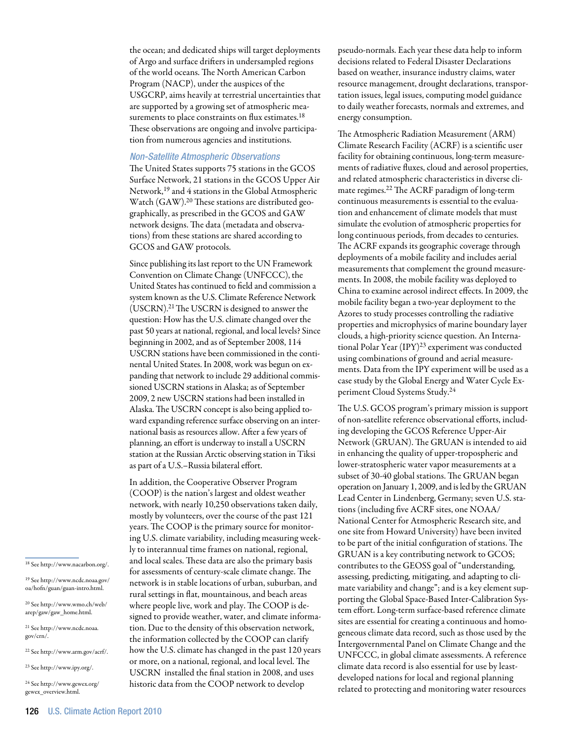the ocean; and dedicated ships will target deployments of Argo and surface drifters in undersampled regions of the world oceans. The North American Carbon Program (NACP), under the auspices of the USGCRP, aims heavily at terrestrial uncertainties that are supported by a growing set of atmospheric measurements to place constraints on flux estimates.[18] These observations are ongoing and involve participation from numerous agencies and institutions.

### *Non-Satellite Atmospheric Observations*

The United States supports 75 stations in the GCOS Surface Network, 21 stations in the GCOS Upper Air Network,[19] and 4 stations in the Global Atmospheric Watch (GAW).[20] These stations are distributed geographically, as prescribed in the GCOS and GAW network designs. The data (metadata and observations) from these stations are shared according to GCOS and GAW protocols.

Since publishing its last report to the UN Framework Convention on Climate Change (UNFCCC), the United States has continued to field and commission a system known as the U.S. Climate Reference Network (USCRN).[21] The USCRN is designed to answer the question: How has the U.S. climate changed over the past 50 years at national, regional, and local levels? Since beginning in 2002, and as of September 2008, 114 USCRN stations have been commissioned in the continental United States. In 2008, work was begun on expanding that network to include 29 additional commissioned USCRN stations in Alaska; as of September 2009, 2 new USCRN stations had been installed in Alaska. The USCRN concept is also being applied toward expanding reference surface observing on an international basis as resources allow. After a few years of planning, an effort is underway to install a USCRN station at the Russian Arctic observing station in Tiksi as part of a U.S.–Russia bilateral effort.

In addition, the Cooperative Observer Program (COOP) is the nation's largest and oldest weather network, with nearly 10,250 observations taken daily, mostly by volunteers, over the course of the past 121 years. The COOP is the primary source for monitoring U.S. climate variability, including measuring weekly to interannual time frames on national, regional, and local scales. These data are also the primary basis for assessments of century-scale climate change. The network is in stable locations of urban, suburban, and rural settings in flat, mountainous, and beach areas where people live, work and play. The COOP is designed to provide weather, water, and climate information. Due to the density of this observation network, the information collected by the COOP can clarify how the U.S. climate has changed in the past 120 years or more, on a national, regional, and local level. The USCRN installed the final station in 2008, and uses historic data from the COOP network to develop pseudo-normals. Each year these data help to inform decisions related to Federal Disaster Declarations based on weather, insurance industry claims, water resource management, drought declarations, transportation issues, legal issues, computing model guidance to daily weather forecasts, normals and extremes, and energy consumption.

The Atmospheric Radiation Measurement (ARM) Climate Research Facility (ACRF) is a scientific user facility for obtaining continuous, long-term measurements of radiative fluxes, cloud and aerosol properties, and related atmospheric characteristics in diverse climate regimes.[22] The ACRF paradigm of long-term continuous measurements is essential to the evaluation and enhancement of climate models that must simulate the evolution of atmospheric properties for long continuous periods, from decades to centuries. The ACRF expands its geographic coverage through deployments of a mobile facility and includes aerial measurements that complement the ground measurements. In 2008, the mobile facility was deployed to China to examine aerosol indirect effects. In 2009, the mobile facility began a two-year deployment to the Azores to study processes controlling the radiative properties and microphysics of marine boundary layer clouds, a high-priority science question. An International Polar Year (IPY)[23] experiment was conducted using combinations of ground and aerial measurements. Data from the IPY experiment will be used as a case study by the Global Energy and Water Cycle Experiment Cloud Systems Study.[24]

The U.S. GCOS program's primary mission is support of non-satellite reference observational efforts, including developing the GCOS Reference Upper-Air Network (GRUAN). The GRUAN is intended to aid in enhancing the quality of upper-tropospheric and lower-stratospheric water vapor measurements at a subset of 30-40 global stations. The GRUAN began operation on January 1, 2009, and is led by the GRUAN Lead Center in Lindenberg, Germany; seven U.S. stations (including five ACRF sites, one NOAA/National Center for Atmospheric Research site, and one site from Howard University) have been invited to be part of the initial configuration of stations. The GRUAN is a key contributing network to GCOS; contributes to the GEOSS goal of "understanding, assessing, predicting, mitigating, and adapting to climate variability and change"; and is a key element supporting the Global Space-Based Inter-Calibration System effort. Long-term surface-based reference climate sites are essential for creating a continuous and homogeneous climate data record, such as those used by the Intergovernmental Panel on Climate Change and the UNFCCC, in global climate assessments. A reference climate data record is also essential for use by least-developed nations for local and regional planning related to protecting and monitoring water resources

---

[18] See http://www.nacarbon.org/.

[19] See http://www.ncdc.noaa.gov/oa/hofn/guan/guan-intro.html.

[20] See http://www.wmo.ch/web/arep/gaw/gaw_home.html.

[21] See http://www.ncdc.noaa.gov/crn/.

[22] See http://www.arm.gov/acrf/.

[23] See http://www.ipy.org/.

[24] See http://www.gewex.org/gewex_overview.html.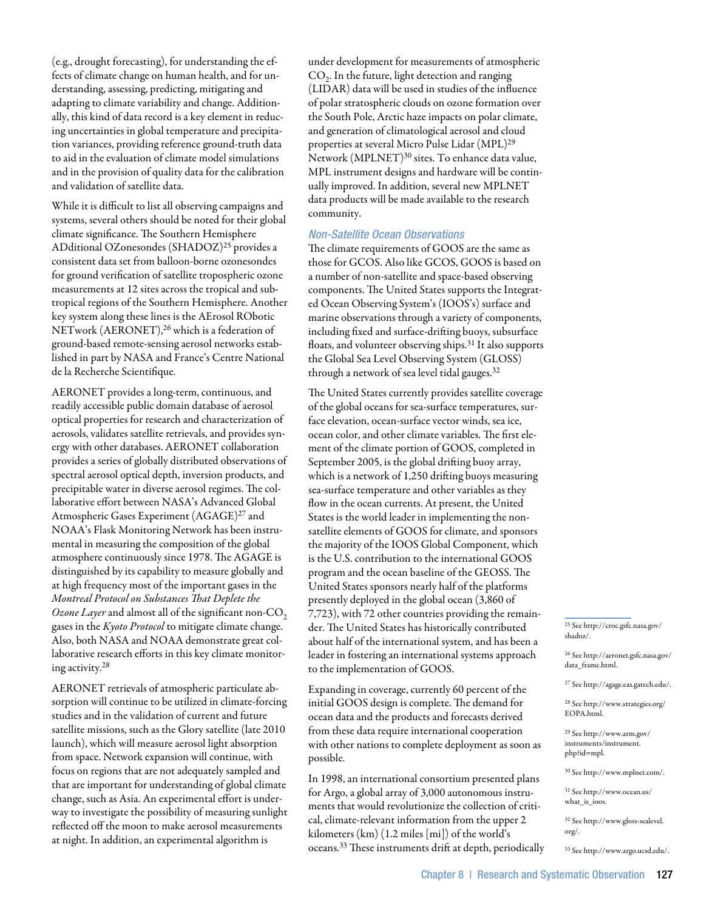(e.g., drought forecasting), for understanding the effects of climate change on human health, and for understanding, assessing, predicting, mitigating and adapting to climate variability and change. Additionally, this kind of data record is a key element in reducing uncertainties in global temperature and precipitation variances, providing reference ground-truth data to aid in the evaluation of climate model simulations and in the provision of quality data for the calibration and validation of satellite data.

While it is difficult to list all observing campaigns and systems, several others should be noted for their global climate significance. The Southern Hemisphere ADditional OZonesondes (SHADOZ)[25] provides a consistent data set from balloon-borne ozonesondes for ground verification of satellite tropospheric ozone measurements at 12 sites across the tropical and subtropical regions of the Southern Hemisphere. Another key system along these lines is the AErosol RObotic NETwork (AERONET),[26] which is a federation of ground-based remote-sensing aerosol networks established in part by NASA and France's Centre National de la Recherche Scientifique.

AERONET provides a long-term, continuous, and readily accessible public domain database of aerosol optical properties for research and characterization of aerosols, validates satellite retrievals, and provides synergy with other databases. AERONET collaboration provides a series of globally distributed observations of spectral aerosol optical depth, inversion products, and precipitable water in diverse aerosol regimes. The collaborative effort between NASA's Advanced Global Atmospheric Gases Experiment (AGAGE)[27] and NOAA's Flask Monitoring Network has been instrumental in measuring the composition of the global atmosphere continuously since 1978. The AGAGE is distinguished by its capability to measure globally and at high frequency most of the important gases in the *Montreal Protocol on Substances That Deplete the Ozone Layer* and almost all of the significant non-$CO_2$ gases in the *Kyoto Protocol* to mitigate climate change. Also, both NASA and NOAA demonstrate great collaborative research efforts in this key climate monitoring activity.[28]

AERONET retrievals of atmospheric particulate absorption will continue to be utilized in climate-forcing studies and in the validation of current and future satellite missions, such as the Glory satellite (late 2010 launch), which will measure aerosol light absorption from space. Network expansion will continue, with focus on regions that are not adequately sampled and that are important for understanding of global climate change, such as Asia. An experimental effort is underway to investigate the possibility of measuring sunlight reflected off the moon to make aerosol measurements at night. In addition, an experimental algorithm is under development for measurements of atmospheric $CO_2$. In the future, light detection and ranging (LIDAR) data will be used in studies of the influence of polar stratospheric clouds on ozone formation over the South Pole, Arctic haze impacts on polar climate, and generation of climatological aerosol and cloud properties at several Micro Pulse Lidar (MPL)[29] Network (MPLNET)[30] sites. To enhance data value, MPL instrument designs and hardware will be continually improved. In addition, several new MPLNET data products will be made available to the research community.

### Non-Satellite Ocean Observations

The climate requirements of GOOS are the same as those for GCOS. Also like GCOS, GOOS is based on a number of non-satellite and space-based observing components. The United States supports the Integrated Ocean Observing System's (IOOS's) surface and marine observations through a variety of components, including fixed and surface-drifting buoys, subsurface floats, and volunteer observing ships.[31] It also supports the Global Sea Level Observing System (GLOSS) through a network of sea level tidal gauges.[32]

The United States currently provides satellite coverage of the global oceans for sea-surface temperatures, surface elevation, ocean-surface vector winds, sea ice, ocean color, and other climate variables. The first element of the climate portion of GOOS, completed in September 2005, is the global drifting buoy array, which is a network of 1,250 drifting buoys measuring sea-surface temperature and other variables as they flow in the ocean currents. At present, the United States is the world leader in implementing the non-satellite elements of GOOS for climate, and sponsors the majority of the IOOS Global Component, which is the U.S. contribution to the international GOOS program and the ocean baseline of the GEOSS. The United States sponsors nearly half of the platforms presently deployed in the global ocean (3,860 of 7,723), with 72 other countries providing the remainder. The United States has historically contributed about half of the international system, and has been a leader in fostering an international systems approach to the implementation of GOOS.

Expanding in coverage, currently 60 percent of the initial GOOS design is complete. The demand for ocean data and the products and forecasts derived from these data require international cooperation with other nations to complete deployment as soon as possible.

In 1998, an international consortium presented plans for Argo, a global array of 3,000 autonomous instruments that would revolutionize the collection of critical, climate-relevant information from the upper 2 kilometers (km) (1.2 miles [mi]) of the world's oceans.[33] These instruments drift at depth, periodically

---

[25] See http://croc.gsfc.nasa.gov/shadoz/.

[26] See http://aeronet.gsfc.nasa.gov/data_frame.html.

[27] See http://agage.eas.gatech.edu/.

[28] See http://www.strategies.org/EOPA.html.

[29] See http://www.arm.gov/instruments/instrument.php?id=mpl.

[30] See http://www.mplnet.com/.

[31] See http://www.ocean.us/what_is_ioos.

[32] See http://www.gloss-sealevel.org/.

[33] See http://www.argo.ucsd.edu/.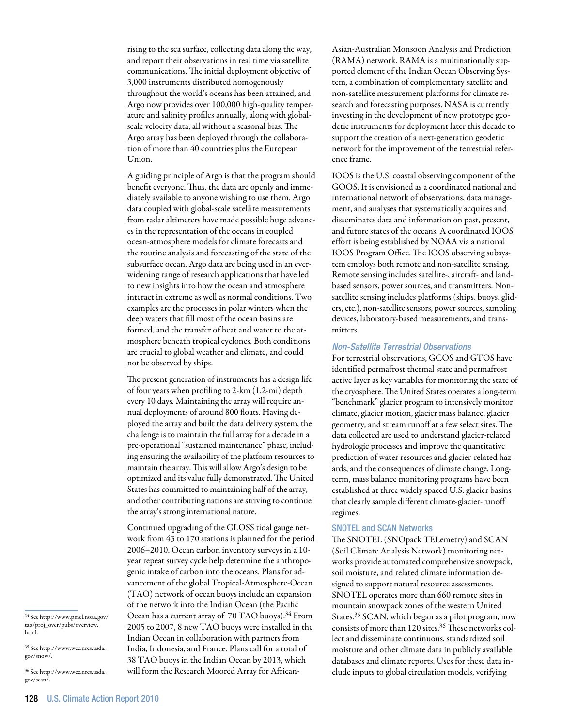rising to the sea surface, collecting data along the way, and report their observations in real time via satellite communications. The initial deployment objective of 3,000 instruments distributed homogenously throughout the world's oceans has been attained, and Argo now provides over 100,000 high-quality temperature and salinity profiles annually, along with global-scale velocity data, all without a seasonal bias. The Argo array has been deployed through the collaboration of more than 40 countries plus the European Union.

A guiding principle of Argo is that the program should benefit everyone. Thus, the data are openly and immediately available to anyone wishing to use them. Argo data coupled with global-scale satellite measurements from radar altimeters have made possible huge advances in the representation of the oceans in coupled ocean-atmosphere models for climate forecasts and the routine analysis and forecasting of the state of the subsurface ocean. Argo data are being used in an ever-widening range of research applications that have led to new insights into how the ocean and atmosphere interact in extreme as well as normal conditions. Two examples are the processes in polar winters when the deep waters that fill most of the ocean basins are formed, and the transfer of heat and water to the atmosphere beneath tropical cyclones. Both conditions are crucial to global weather and climate, and could not be observed by ships.

The present generation of instruments has a design life of four years when profiling to 2-km (1.2-mi) depth every 10 days. Maintaining the array will require annual deployments of around 800 floats. Having deployed the array and built the data delivery system, the challenge is to maintain the full array for a decade in a pre-operational "sustained maintenance" phase, including ensuring the availability of the platform resources to maintain the array. This will allow Argo's design to be optimized and its value fully demonstrated. The United States has committed to maintaining half of the array, and other contributing nations are striving to continue the array's strong international nature.

Continued upgrading of the GLOSS tidal gauge network from 43 to 170 stations is planned for the period 2006–2010. Ocean carbon inventory surveys in a 10-year repeat survey cycle help determine the anthropogenic intake of carbon into the oceans. Plans for advancement of the global Tropical-Atmosphere-Ocean (TAO) network of ocean buoys include an expansion of the network into the Indian Ocean (the Pacific Ocean has a current array of 70 TAO buoys).[34] From 2005 to 2007, 8 new TAO buoys were installed in the Indian Ocean in collaboration with partners from India, Indonesia, and France. Plans call for a total of 38 TAO buoys in the Indian Ocean by 2013, which will form the Research Moored Array for African-Asian-Australian Monsoon Analysis and Prediction (RAMA) network. RAMA is a multinationally supported element of the Indian Ocean Observing System, a combination of complementary satellite and non-satellite measurement platforms for climate research and forecasting purposes. NASA is currently investing in the development of new prototype geodetic instruments for deployment later this decade to support the creation of a next-generation geodetic network for the improvement of the terrestrial reference frame.

IOOS is the U.S. coastal observing component of the GOOS. It is envisioned as a coordinated national and international network of observations, data management, and analyses that systematically acquires and disseminates data and information on past, present, and future states of the oceans. A coordinated IOOS effort is being established by NOAA via a national IOOS Program Office. The IOOS observing subsystem employs both remote and non-satellite sensing. Remote sensing includes satellite-, aircraft- and land-based sensors, power sources, and transmitters. Non-satellite sensing includes platforms (ships, buoys, gliders, etc.), non-satellite sensors, power sources, sampling devices, laboratory-based measurements, and transmitters.

### *Non-Satellite Terrestrial Observations*

For terrestrial observations, GCOS and GTOS have identified permafrost thermal state and permafrost active layer as key variables for monitoring the state of the cryosphere. The United States operates a long-term "benchmark" glacier program to intensively monitor climate, glacier motion, glacier mass balance, glacier geometry, and stream runoff at a few select sites. The data collected are used to understand glacier-related hydrologic processes and improve the quantitative prediction of water resources and glacier-related hazards, and the consequences of climate change. Long-term, mass balance monitoring programs have been established at three widely spaced U.S. glacier basins that clearly sample different climate-glacier-runoff regimes.

#### SNOTEL and SCAN Networks

The SNOTEL (SNOpack TELemetry) and SCAN (Soil Climate Analysis Network) monitoring networks provide automated comprehensive snowpack, soil moisture, and related climate information designed to support natural resource assessments. SNOTEL operates more than 660 remote sites in mountain snowpack zones of the western United States.[35] SCAN, which began as a pilot program, now consists of more than 120 sites.[36] These networks collect and disseminate continuous, standardized soil moisture and other climate data in publicly available databases and climate reports. Uses for these data include inputs to global circulation models, verifying

---

[34] See http://www.pmel.noaa.gov/tao/proj_over/pubs/overview.html.

[35] See http://www.wcc.nrcs.usda.gov/snow/.

[36] See http://www.wcc.nrcs.usda.gov/scan/.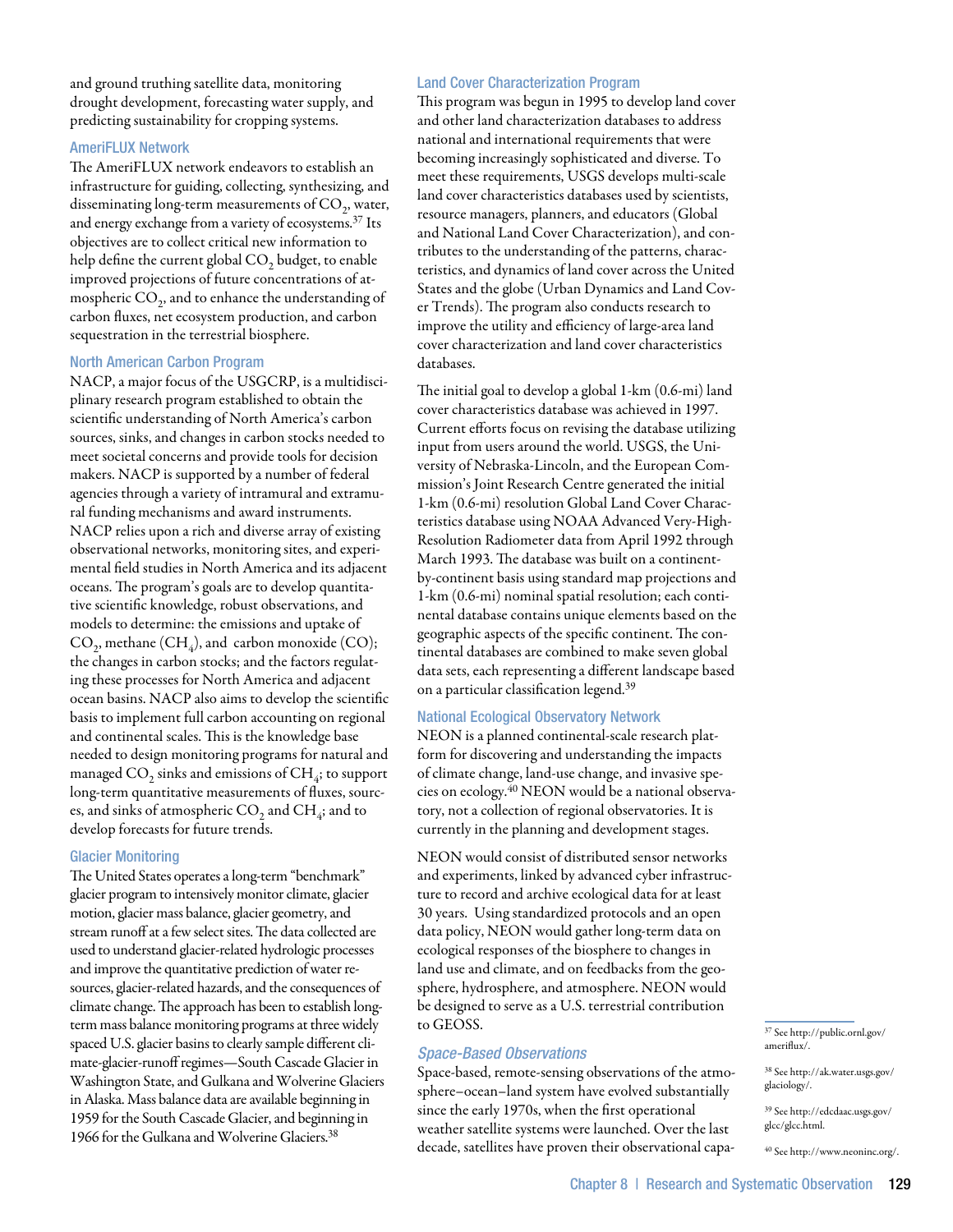and ground truthing satellite data, monitoring drought development, forecasting water supply, and predicting sustainability for cropping systems.

### AmeriFLUX Network

The AmeriFLUX network endeavors to establish an infrastructure for guiding, collecting, synthesizing, and disseminating long-term measurements of $CO_2$, water, and energy exchange from a variety of ecosystems.[37] Its objectives are to collect critical new information to help define the current global $CO_2$ budget, to enable improved projections of future concentrations of atmospheric $CO_2$, and to enhance the understanding of carbon fluxes, net ecosystem production, and carbon sequestration in the terrestrial biosphere.

### North American Carbon Program

NACP, a major focus of the USGCRP, is a multidisciplinary research program established to obtain the scientific understanding of North America's carbon sources, sinks, and changes in carbon stocks needed to meet societal concerns and provide tools for decision makers. NACP is supported by a number of federal agencies through a variety of intramural and extramural funding mechanisms and award instruments. NACP relies upon a rich and diverse array of existing observational networks, monitoring sites, and experimental field studies in North America and its adjacent oceans. The program's goals are to develop quantitative scientific knowledge, robust observations, and models to determine: the emissions and uptake of $CO_2$, methane ($CH_4$), and carbon monoxide (CO); the changes in carbon stocks; and the factors regulating these processes for North America and adjacent ocean basins. NACP also aims to develop the scientific basis to implement full carbon accounting on regional and continental scales. This is the knowledge base needed to design monitoring programs for natural and managed $CO_2$ sinks and emissions of $CH_4$; to support long-term quantitative measurements of fluxes, sources, and sinks of atmospheric $CO_2$ and $CH_4$; and to develop forecasts for future trends.

### Glacier Monitoring

The United States operates a long-term "benchmark" glacier program to intensively monitor climate, glacier motion, glacier mass balance, glacier geometry, and stream runoff at a few select sites. The data collected are used to understand glacier-related hydrologic processes and improve the quantitative prediction of water resources, glacier-related hazards, and the consequences of climate change. The approach has been to establish long-term mass balance monitoring programs at three widely spaced U.S. glacier basins to clearly sample different climate-glacier-runoff regimes—South Cascade Glacier in Washington State, and Gulkana and Wolverine Glaciers in Alaska. Mass balance data are available beginning in 1959 for the South Cascade Glacier, and beginning in 1966 for the Gulkana and Wolverine Glaciers.[38]

### Land Cover Characterization Program

This program was begun in 1995 to develop land cover and other land characterization databases to address national and international requirements that were becoming increasingly sophisticated and diverse. To meet these requirements, USGS develops multi-scale land cover characteristics databases used by scientists, resource managers, planners, and educators (Global and National Land Cover Characterization), and contributes to the understanding of the patterns, characteristics, and dynamics of land cover across the United States and the globe (Urban Dynamics and Land Cover Trends). The program also conducts research to improve the utility and efficiency of large-area land cover characterization and land cover characteristics databases.

The initial goal to develop a global 1-km (0.6-mi) land cover characteristics database was achieved in 1997. Current efforts focus on revising the database utilizing input from users around the world. USGS, the University of Nebraska-Lincoln, and the European Commission's Joint Research Centre generated the initial 1-km (0.6-mi) resolution Global Land Cover Characteristics database using NOAA Advanced Very-High-Resolution Radiometer data from April 1992 through March 1993. The database was built on a continent-by-continent basis using standard map projections and 1-km (0.6-mi) nominal spatial resolution; each continental database contains unique elements based on the geographic aspects of the specific continent. The continental databases are combined to make seven global data sets, each representing a different landscape based on a particular classification legend.[39]

### National Ecological Observatory Network

NEON is a planned continental-scale research platform for discovering and understanding the impacts of climate change, land-use change, and invasive species on ecology.[40] NEON would be a national observatory, not a collection of regional observatories. It is currently in the planning and development stages.

NEON would consist of distributed sensor networks and experiments, linked by advanced cyber infrastructure to record and archive ecological data for at least 30 years. Using standardized protocols and an open data policy, NEON would gather long-term data on ecological responses of the biosphere to changes in land use and climate, and on feedbacks from the geosphere, hydrosphere, and atmosphere. NEON would be designed to serve as a U.S. terrestrial contribution to GEOSS.

## *Space-Based Observations*

Space-based, remote-sensing observations of the atmosphere–ocean–land system have evolved substantially since the early 1970s, when the first operational weather satellite systems were launched. Over the last decade, satellites have proven their observational capa-

---

[37] See http://public.ornl.gov/ameriflux/.

[38] See http://ak.water.usgs.gov/glaciology/.

[39] See http://edcdaac.usgs.gov/glcc/glcc.html.

[40] See http://www.neoninc.org/.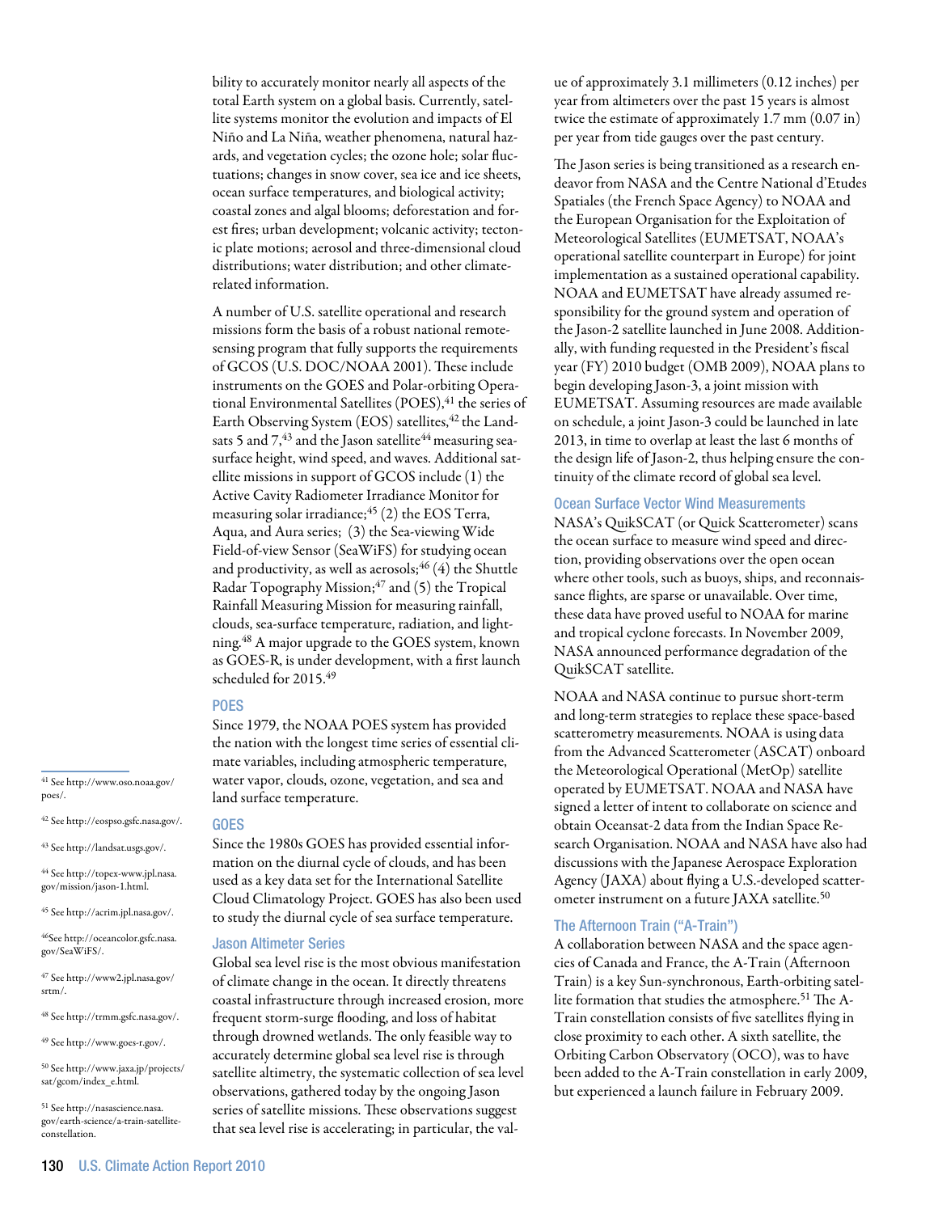bility to accurately monitor nearly all aspects of the total Earth system on a global basis. Currently, satellite systems monitor the evolution and impacts of El Niño and La Niña, weather phenomena, natural hazards, and vegetation cycles; the ozone hole; solar fluctuations; changes in snow cover, sea ice and ice sheets, ocean surface temperatures, and biological activity; coastal zones and algal blooms; deforestation and forest fires; urban development; volcanic activity; tectonic plate motions; aerosol and three-dimensional cloud distributions; water distribution; and other climate-related information.

A number of U.S. satellite operational and research missions form the basis of a robust national remote-sensing program that fully supports the requirements of GCOS (U.S. DOC/NOAA 2001). These include instruments on the GOES and Polar-orbiting Operational Environmental Satellites (POES),[41] the series of Earth Observing System (EOS) satellites,[42] the Landsats 5 and 7,[43] and the Jason satellite[44] measuring sea-surface height, wind speed, and waves. Additional satellite missions in support of GCOS include (1) the Active Cavity Radiometer Irradiance Monitor for measuring solar irradiance;[45] (2) the EOS Terra, Aqua, and Aura series; (3) the Sea-viewing Wide Field-of-view Sensor (SeaWiFS) for studying ocean and productivity, as well as aerosols;[46] (4) the Shuttle Radar Topography Mission;[47] and (5) the Tropical Rainfall Measuring Mission for measuring rainfall, clouds, sea-surface temperature, radiation, and lightning.[48] A major upgrade to the GOES system, known as GOES-R, is under development, with a first launch scheduled for 2015.[49]

### POES

Since 1979, the NOAA POES system has provided the nation with the longest time series of essential climate variables, including atmospheric temperature, water vapor, clouds, ozone, vegetation, and sea and land surface temperature.

### GOES

Since the 1980s GOES has provided essential information on the diurnal cycle of clouds, and has been used as a key data set for the International Satellite Cloud Climatology Project. GOES has also been used to study the diurnal cycle of sea surface temperature.

### Jason Altimeter Series

Global sea level rise is the most obvious manifestation of climate change in the ocean. It directly threatens coastal infrastructure through increased erosion, more frequent storm-surge flooding, and loss of habitat through drowned wetlands. The only feasible way to accurately determine global sea level rise is through satellite altimetry, the systematic collection of sea level observations, gathered today by the ongoing Jason series of satellite missions. These observations suggest that sea level rise is accelerating; in particular, the value of approximately 3.1 millimeters (0.12 inches) per year from altimeters over the past 15 years is almost twice the estimate of approximately 1.7 mm (0.07 in) per year from tide gauges over the past century.

The Jason series is being transitioned as a research endeavor from NASA and the Centre National d'Etudes Spatiales (the French Space Agency) to NOAA and the European Organisation for the Exploitation of Meteorological Satellites (EUMETSAT, NOAA's operational satellite counterpart in Europe) for joint implementation as a sustained operational capability. NOAA and EUMETSAT have already assumed responsibility for the ground system and operation of the Jason-2 satellite launched in June 2008. Additionally, with funding requested in the President's fiscal year (FY) 2010 budget (OMB 2009), NOAA plans to begin developing Jason-3, a joint mission with EUMETSAT. Assuming resources are made available on schedule, a joint Jason-3 could be launched in late 2013, in time to overlap at least the last 6 months of the design life of Jason-2, thus helping ensure the continuity of the climate record of global sea level.

### Ocean Surface Vector Wind Measurements

NASA's QuikSCAT (or Quick Scatterometer) scans the ocean surface to measure wind speed and direction, providing observations over the open ocean where other tools, such as buoys, ships, and reconnaissance flights, are sparse or unavailable. Over time, these data have proved useful to NOAA for marine and tropical cyclone forecasts. In November 2009, NASA announced performance degradation of the QuikSCAT satellite.

NOAA and NASA continue to pursue short-term and long-term strategies to replace these space-based scatterometry measurements. NOAA is using data from the Advanced Scatterometer (ASCAT) onboard the Meteorological Operational (MetOp) satellite operated by EUMETSAT. NOAA and NASA have signed a letter of intent to collaborate on science and obtain Oceansat-2 data from the Indian Space Research Organisation. NOAA and NASA have also had discussions with the Japanese Aerospace Exploration Agency (JAXA) about flying a U.S.-developed scatterometer instrument on a future JAXA satellite.[50]

### The Afternoon Train ("A-Train")

A collaboration between NASA and the space agencies of Canada and France, the A-Train (Afternoon Train) is a key Sun-synchronous, Earth-orbiting satellite formation that studies the atmosphere.[51] The A-Train constellation consists of five satellites flying in close proximity to each other. A sixth satellite, the Orbiting Carbon Observatory (OCO), was to have been added to the A-Train constellation in early 2009, but experienced a launch failure in February 2009.

---

[41] See http://www.oso.noaa.gov/poes/.

[42] See http://eospso.gsfc.nasa.gov/.

[43] See http://landsat.usgs.gov/.

[44] See http://topex-www.jpl.nasa.gov/mission/jason-1.html.

[45] See http://acrim.jpl.nasa.gov/.

[46] See http://oceancolor.gsfc.nasa.gov/SeaWiFS/.

[47] See http://www2.jpl.nasa.gov/srtm/.

[48] See http://trmm.gsfc.nasa.gov/.

[49] See http://www.goes-r.gov/.

[50] See http://www.jaxa.jp/projects/sat/gcom/index_e.html.

[51] See http://nasascience.nasa.gov/earth-science/a-train-satellite-constellation.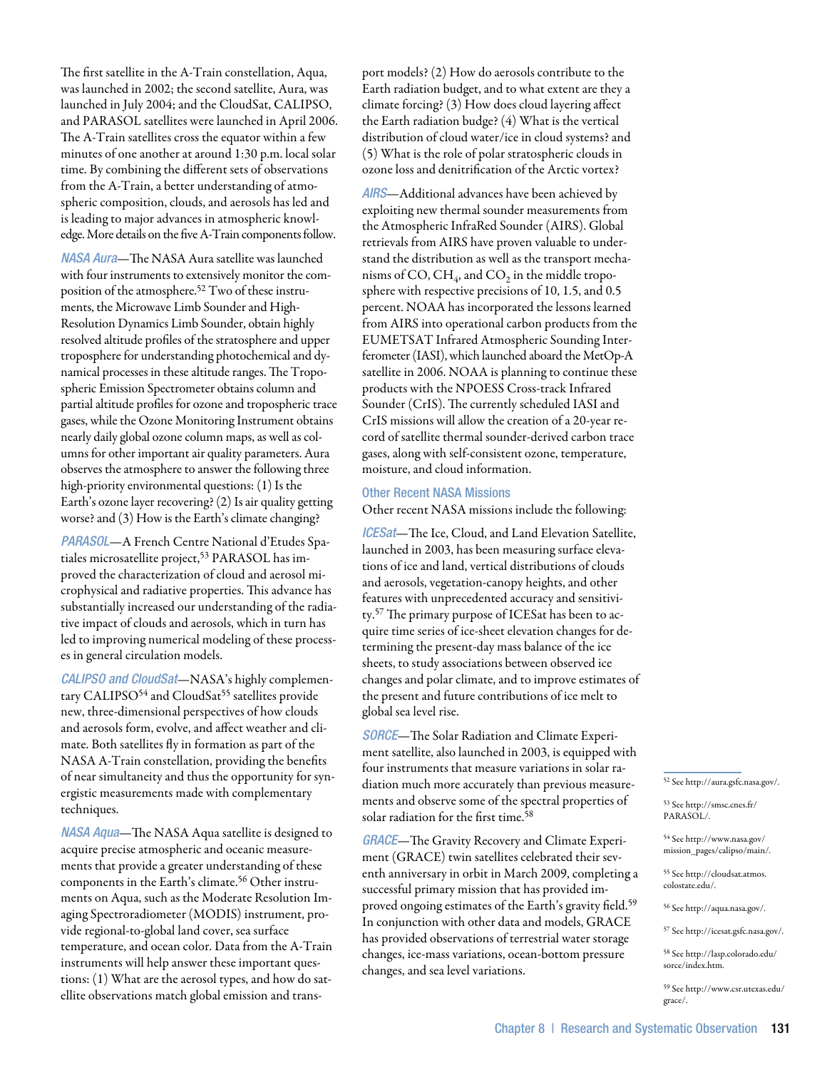The first satellite in the A-Train constellation, Aqua, was launched in 2002; the second satellite, Aura, was launched in July 2004; and the CloudSat, CALIPSO, and PARASOL satellites were launched in April 2006. The A-Train satellites cross the equator within a few minutes of one another at around 1:30 p.m. local solar time. By combining the different sets of observations from the A-Train, a better understanding of atmospheric composition, clouds, and aerosols has led and is leading to major advances in atmospheric knowledge. More details on the five A-Train components follow.

*NASA Aura*—The NASA Aura satellite was launched with four instruments to extensively monitor the composition of the atmosphere.[52] Two of these instruments, the Microwave Limb Sounder and High-Resolution Dynamics Limb Sounder, obtain highly resolved altitude profiles of the stratosphere and upper troposphere for understanding photochemical and dynamical processes in these altitude ranges. The Tropospheric Emission Spectrometer obtains column and partial altitude profiles for ozone and tropospheric trace gases, while the Ozone Monitoring Instrument obtains nearly daily global ozone column maps, as well as columns for other important air quality parameters. Aura observes the atmosphere to answer the following three high-priority environmental questions: (1) Is the Earth's ozone layer recovering? (2) Is air quality getting worse? and (3) How is the Earth's climate changing?

*PARASOL*—A French Centre National d'Etudes Spatiales microsatellite project,[53] PARASOL has improved the characterization of cloud and aerosol microphysical and radiative properties. This advance has substantially increased our understanding of the radiative impact of clouds and aerosols, which in turn has led to improving numerical modeling of these processes in general circulation models.

*CALIPSO and CloudSat*—NASA's highly complementary CALIPSO[54] and CloudSat[55] satellites provide new, three-dimensional perspectives of how clouds and aerosols form, evolve, and affect weather and climate. Both satellites fly in formation as part of the NASA A-Train constellation, providing the benefits of near simultaneity and thus the opportunity for synergistic measurements made with complementary techniques.

*NASA Aqua*—The NASA Aqua satellite is designed to acquire precise atmospheric and oceanic measurements that provide a greater understanding of these components in the Earth's climate.[56] Other instruments on Aqua, such as the Moderate Resolution Imaging Spectroradiometer (MODIS) instrument, provide regional-to-global land cover, sea surface temperature, and ocean color. Data from the A-Train instruments will help answer these important questions: (1) What are the aerosol types, and how do satellite observations match global emission and transport models? (2) How do aerosols contribute to the Earth radiation budget, and to what extent are they a climate forcing? (3) How does cloud layering affect the Earth radiation budge? (4) What is the vertical distribution of cloud water/ice in cloud systems? and (5) What is the role of polar stratospheric clouds in ozone loss and denitrification of the Arctic vortex?

*AIRS*—Additional advances have been achieved by exploiting new thermal sounder measurements from the Atmospheric InfraRed Sounder (AIRS). Global retrievals from AIRS have proven valuable to understand the distribution as well as the transport mechanisms of CO, $CH_4$, and $CO_2$ in the middle troposphere with respective precisions of 10, 1.5, and 0.5 percent. NOAA has incorporated the lessons learned from AIRS into operational carbon products from the EUMETSAT Infrared Atmospheric Sounding Interferometer (IASI), which launched aboard the MetOp-A satellite in 2006. NOAA is planning to continue these products with the NPOESS Cross-track Infrared Sounder (CrIS). The currently scheduled IASI and CrIS missions will allow the creation of a 20-year record of satellite thermal sounder-derived carbon trace gases, along with self-consistent ozone, temperature, moisture, and cloud information.

### Other Recent NASA Missions

Other recent NASA missions include the following:

*ICESat*—The Ice, Cloud, and Land Elevation Satellite, launched in 2003, has been measuring surface elevations of ice and land, vertical distributions of clouds and aerosols, vegetation-canopy heights, and other features with unprecedented accuracy and sensitivity.[57] The primary purpose of ICESat has been to acquire time series of ice-sheet elevation changes for determining the present-day mass balance of the ice sheets, to study associations between observed ice changes and polar climate, and to improve estimates of the present and future contributions of ice melt to global sea level rise.

*SORCE*—The Solar Radiation and Climate Experiment satellite, also launched in 2003, is equipped with four instruments that measure variations in solar radiation much more accurately than previous measurements and observe some of the spectral properties of solar radiation for the first time.[58]

*GRACE*—The Gravity Recovery and Climate Experiment (GRACE) twin satellites celebrated their seventh anniversary in orbit in March 2009, completing a successful primary mission that has provided improved ongoing estimates of the Earth's gravity field.[59] In conjunction with other data and models, GRACE has provided observations of terrestrial water storage changes, ice-mass variations, ocean-bottom pressure changes, and sea level variations.

---

[52] See http://aura.gsfc.nasa.gov/.

[53] See http://smsc.cnes.fr/PARASOL/.

[54] See http://www.nasa.gov/mission_pages/calipso/main/.

[55] See http://cloudsat.atmos.colostate.edu/.

[56] See http://aqua.nasa.gov/.

[57] See http://icesat.gsfc.nasa.gov/.

[58] See http://lasp.colorado.edu/sorce/index.htm.

[59] See http://www.csr.utexas.edu/grace/.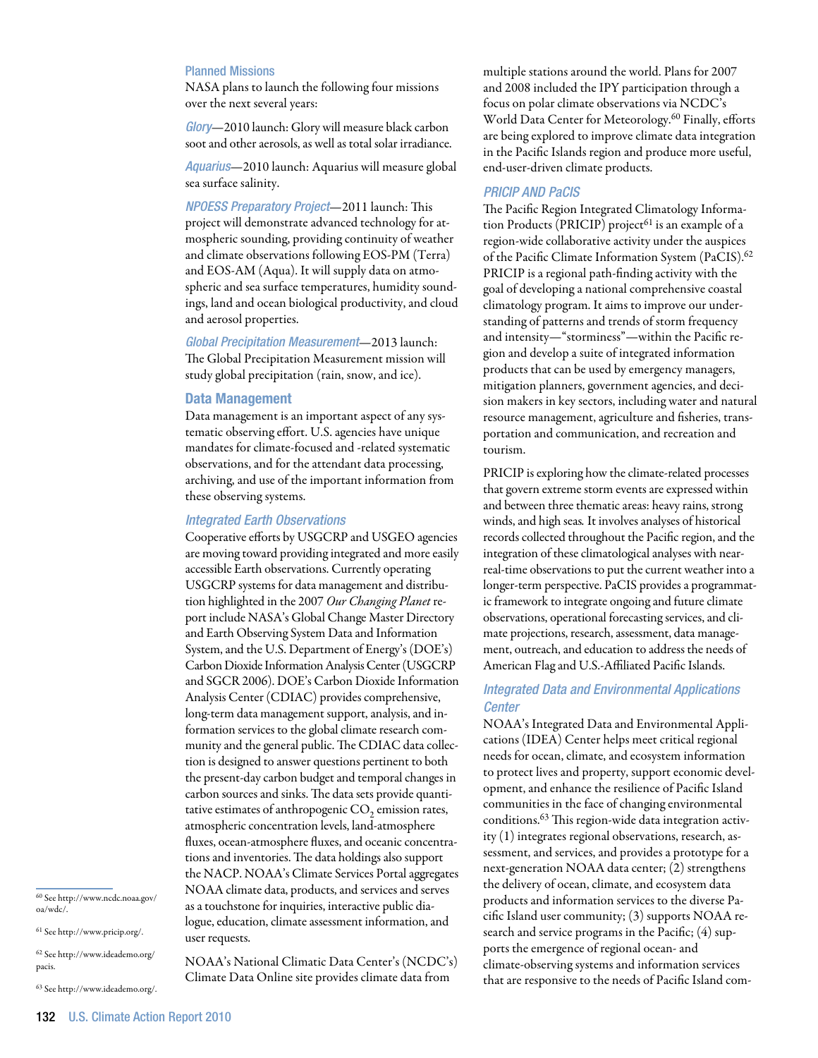### Planned Missions

NASA plans to launch the following four missions over the next several years:

*Glory*—2010 launch: Glory will measure black carbon soot and other aerosols, as well as total solar irradiance.

*Aquarius*—2010 launch: Aquarius will measure global sea surface salinity.

*NPOESS Preparatory Project*—2011 launch: This project will demonstrate advanced technology for atmospheric sounding, providing continuity of weather and climate observations following EOS-PM (Terra) and EOS-AM (Aqua). It will supply data on atmospheric and sea surface temperatures, humidity soundings, land and ocean biological productivity, and cloud and aerosol properties.

*Global Precipitation Measurement*—2013 launch: The Global Precipitation Measurement mission will study global precipitation (rain, snow, and ice).

## Data Management

Data management is an important aspect of any systematic observing effort. U.S. agencies have unique mandates for climate-focused and -related systematic observations, and for the attendant data processing, archiving, and use of the important information from these observing systems.

### *Integrated Earth Observations*

Cooperative efforts by USGCRP and USGEO agencies are moving toward providing integrated and more easily accessible Earth observations. Currently operating USGCRP systems for data management and distribution highlighted in the 2007 *Our Changing Planet* report include NASA's Global Change Master Directory and Earth Observing System Data and Information System, and the U.S. Department of Energy's (DOE's) Carbon Dioxide Information Analysis Center (USGCRP and SGCR 2006). DOE's Carbon Dioxide Information Analysis Center (CDIAC) provides comprehensive, long-term data management support, analysis, and information services to the global climate research community and the general public. The CDIAC data collection is designed to answer questions pertinent to both the present-day carbon budget and temporal changes in carbon sources and sinks. The data sets provide quantitative estimates of anthropogenic $CO_2$ emission rates, atmospheric concentration levels, land-atmosphere fluxes, ocean-atmosphere fluxes, and oceanic concentrations and inventories. The data holdings also support the NACP. NOAA's Climate Services Portal aggregates NOAA climate data, products, and services and serves as a touchstone for inquiries, interactive public dialogue, education, climate assessment information, and user requests.

NOAA's National Climatic Data Center's (NCDC's) Climate Data Online site provides climate data from multiple stations around the world. Plans for 2007 and 2008 included the IPY participation through a focus on polar climate observations via NCDC's World Data Center for Meteorology.[60] Finally, efforts are being explored to improve climate data integration in the Pacific Islands region and produce more useful, end-user-driven climate products.

### *PRICIP AND PaCIS*

The Pacific Region Integrated Climatology Information Products (PRICIP) project[61] is an example of a region-wide collaborative activity under the auspices of the Pacific Climate Information System (PaCIS).[62] PRICIP is a regional path-finding activity with the goal of developing a national comprehensive coastal climatology program. It aims to improve our understanding of patterns and trends of storm frequency and intensity—"storminess"—within the Pacific region and develop a suite of integrated information products that can be used by emergency managers, mitigation planners, government agencies, and decision makers in key sectors, including water and natural resource management, agriculture and fisheries, transportation and communication, and recreation and tourism.

PRICIP is exploring how the climate-related processes that govern extreme storm events are expressed within and between three thematic areas: heavy rains, strong winds, and high seas. It involves analyses of historical records collected throughout the Pacific region, and the integration of these climatological analyses with near-real-time observations to put the current weather into a longer-term perspective. PaCIS provides a programmatic framework to integrate ongoing and future climate observations, operational forecasting services, and climate projections, research, assessment, data management, outreach, and education to address the needs of American Flag and U.S.-Affiliated Pacific Islands.

### *Integrated Data and Environmental Applications Center*

NOAA's Integrated Data and Environmental Applications (IDEA) Center helps meet critical regional needs for ocean, climate, and ecosystem information to protect lives and property, support economic development, and enhance the resilience of Pacific Island communities in the face of changing environmental conditions.[63] This region-wide data integration activity (1) integrates regional observations, research, assessment, and services, and provides a prototype for a next-generation NOAA data center; (2) strengthens the delivery of ocean, climate, and ecosystem data products and information services to the diverse Pacific Island user community; (3) supports NOAA research and service programs in the Pacific; (4) supports the emergence of regional ocean- and climate-observing systems and information services that are responsive to the needs of Pacific Island com-

---

[60] See http://www.ncdc.noaa.gov/oa/wdc/.

[61] See http://www.pricip.org/.

[62] See http://www.ideademo.org/pacis.

[63] See http://www.ideademo.org/.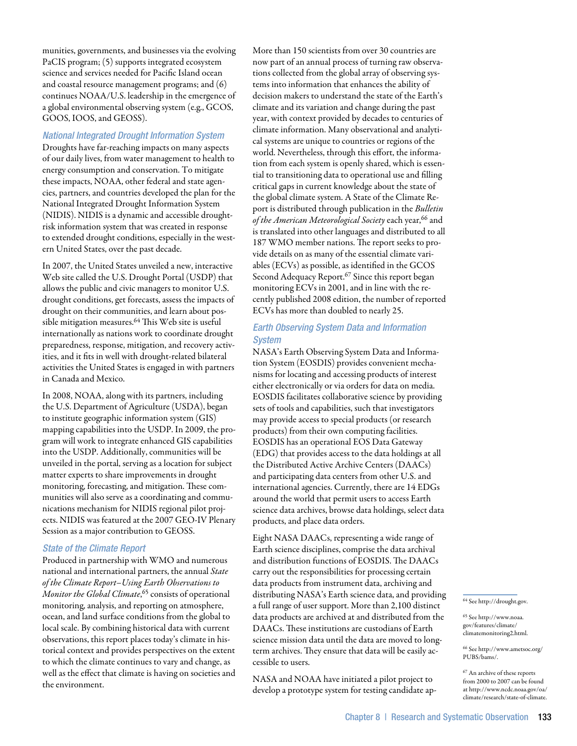munities, governments, and businesses via the evolving PaCIS program; (5) supports integrated ecosystem science and services needed for Pacific Island ocean and coastal resource management programs; and (6) continues NOAA/U.S. leadership in the emergence of a global environmental observing system (e.g., GCOS, GOOS, IOOS, and GEOSS).

### *National Integrated Drought Information System*

Droughts have far-reaching impacts on many aspects of our daily lives, from water management to health to energy consumption and conservation. To mitigate these impacts, NOAA, other federal and state agencies, partners, and countries developed the plan for the National Integrated Drought Information System (NIDIS). NIDIS is a dynamic and accessible drought-risk information system that was created in response to extended drought conditions, especially in the western United States, over the past decade.

In 2007, the United States unveiled a new, interactive Web site called the U.S. Drought Portal (USDP) that allows the public and civic managers to monitor U.S. drought conditions, get forecasts, assess the impacts of drought on their communities, and learn about possible mitigation measures.[64] This Web site is useful internationally as nations work to coordinate drought preparedness, response, mitigation, and recovery activities, and it fits in well with drought-related bilateral activities the United States is engaged in with partners in Canada and Mexico.

In 2008, NOAA, along with its partners, including the U.S. Department of Agriculture (USDA), began to institute geographic information system (GIS) mapping capabilities into the USDP. In 2009, the program will work to integrate enhanced GIS capabilities into the USDP. Additionally, communities will be unveiled in the portal, serving as a location for subject matter experts to share improvements in drought monitoring, forecasting, and mitigation. These communities will also serve as a coordinating and communications mechanism for NIDIS regional pilot projects. NIDIS was featured at the 2007 GEO-IV Plenary Session as a major contribution to GEOSS.

### *State of the Climate Report*

Produced in partnership with WMO and numerous national and international partners, the annual *State of the Climate Report–Using Earth Observations to Monitor the Global Climate*,[65] consists of operational monitoring, analysis, and reporting on atmosphere, ocean, and land surface conditions from the global to local scale. By combining historical data with current observations, this report places today's climate in historical context and provides perspectives on the extent to which the climate continues to vary and change, as well as the effect that climate is having on societies and the environment.

More than 150 scientists from over 30 countries are now part of an annual process of turning raw observations collected from the global array of observing systems into information that enhances the ability of decision makers to understand the state of the Earth's climate and its variation and change during the past year, with context provided by decades to centuries of climate information. Many observational and analytical systems are unique to countries or regions of the world. Nevertheless, through this effort, the information from each system is openly shared, which is essential to transitioning data to operational use and filling critical gaps in current knowledge about the state of the global climate system. A State of the Climate Report is distributed through publication in the *Bulletin of the American Meteorological Society* each year,[66] and is translated into other languages and distributed to all 187 WMO member nations. The report seeks to provide details on as many of the essential climate variables (ECVs) as possible, as identified in the GCOS Second Adequacy Report.[67] Since this report began monitoring ECVs in 2001, and in line with the recently published 2008 edition, the number of reported ECVs has more than doubled to nearly 25.

### *Earth Observing System Data and Information System*

NASA's Earth Observing System Data and Information System (EOSDIS) provides convenient mechanisms for locating and accessing products of interest either electronically or via orders for data on media. EOSDIS facilitates collaborative science by providing sets of tools and capabilities, such that investigators may provide access to special products (or research products) from their own computing facilities. EOSDIS has an operational EOS Data Gateway (EDG) that provides access to the data holdings at all the Distributed Active Archive Centers (DAACs) and participating data centers from other U.S. and international agencies. Currently, there are 14 EDGs around the world that permit users to access Earth science data archives, browse data holdings, select data products, and place data orders.

Eight NASA DAACs, representing a wide range of Earth science disciplines, comprise the data archival and distribution functions of EOSDIS. The DAACs carry out the responsibilities for processing certain data products from instrument data, archiving and distributing NASA's Earth science data, and providing a full range of user support. More than 2,100 distinct data products are archived at and distributed from the DAACs. These institutions are custodians of Earth science mission data until the data are moved to long-term archives. They ensure that data will be easily accessible to users.

NASA and NOAA have initiated a pilot project to develop a prototype system for testing candidate ap-

---

[64] See http://drought.gov.

[65] See http://www.noaa.gov/features/climate/climatemonitoring2.html.

[66] See http://www.ametsoc.org/PUBS/bams/.

[67] An archive of these reports from 2000 to 2007 can be found at http://www.ncdc.noaa.gov/oa/climate/research/state-of-climate.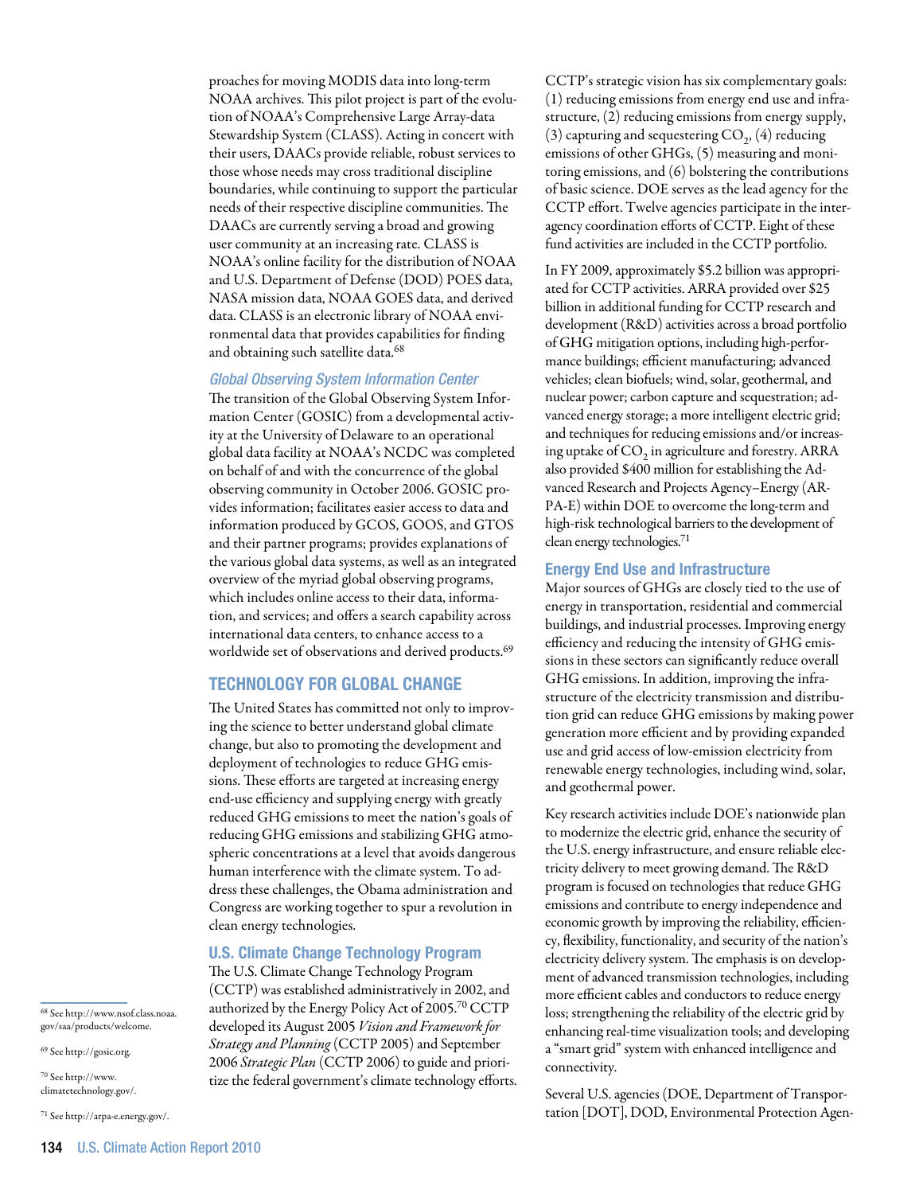proaches for moving MODIS data into long-term NOAA archives. This pilot project is part of the evolution of NOAA's Comprehensive Large Array-data Stewardship System (CLASS). Acting in concert with their users, DAACs provide reliable, robust services to those whose needs may cross traditional discipline boundaries, while continuing to support the particular needs of their respective discipline communities. The DAACs are currently serving a broad and growing user community at an increasing rate. CLASS is NOAA's online facility for the distribution of NOAA and U.S. Department of Defense (DOD) POES data, NASA mission data, NOAA GOES data, and derived data. CLASS is an electronic library of NOAA environmental data that provides capabilities for finding and obtaining such satellite data.[68]

#### *Global Observing System Information Center*

The transition of the Global Observing System Information Center (GOSIC) from a developmental activity at the University of Delaware to an operational global data facility at NOAA's NCDC was completed on behalf of and with the concurrence of the global observing community in October 2006. GOSIC provides information; facilitates easier access to data and information produced by GCOS, GOOS, and GTOS and their partner programs; provides explanations of the various global data systems, as well as an integrated overview of the myriad global observing programs, which includes online access to their data, information, and services; and offers a search capability across international data centers, to enhance access to a worldwide set of observations and derived products.[69]

## TECHNOLOGY FOR GLOBAL CHANGE

The United States has committed not only to improving the science to better understand global climate change, but also to promoting the development and deployment of technologies to reduce GHG emissions. These efforts are targeted at increasing energy end-use efficiency and supplying energy with greatly reduced GHG emissions to meet the nation's goals of reducing GHG emissions and stabilizing GHG atmospheric concentrations at a level that avoids dangerous human interference with the climate system. To address these challenges, the Obama administration and Congress are working together to spur a revolution in clean energy technologies.

### U.S. Climate Change Technology Program

The U.S. Climate Change Technology Program (CCTP) was established administratively in 2002, and authorized by the Energy Policy Act of 2005.[70] CCTP developed its August 2005 *Vision and Framework for Strategy and Planning* (CCTP 2005) and September 2006 *Strategic Plan* (CCTP 2006) to guide and prioritize the federal government's climate technology efforts.

CCTP's strategic vision has six complementary goals: (1) reducing emissions from energy end use and infrastructure, (2) reducing emissions from energy supply, (3) capturing and sequestering $CO_2$, (4) reducing emissions of other GHGs, (5) measuring and monitoring emissions, and (6) bolstering the contributions of basic science. DOE serves as the lead agency for the CCTP effort. Twelve agencies participate in the interagency coordination efforts of CCTP. Eight of these fund activities are included in the CCTP portfolio.

In FY 2009, approximately $5.2 billion was appropriated for CCTP activities. ARRA provided over $25 billion in additional funding for CCTP research and development (R&D) activities across a broad portfolio of GHG mitigation options, including high-performance buildings; efficient manufacturing; advanced vehicles; clean biofuels; wind, solar, geothermal, and nuclear power; carbon capture and sequestration; advanced energy storage; a more intelligent electric grid; and techniques for reducing emissions and/or increasing uptake of $CO_2$ in agriculture and forestry. ARRA also provided $400 million for establishing the Advanced Research and Projects Agency–Energy (ARPA-E) within DOE to overcome the long-term and high-risk technological barriers to the development of clean energy technologies.[71]

### Energy End Use and Infrastructure

Major sources of GHGs are closely tied to the use of energy in transportation, residential and commercial buildings, and industrial processes. Improving energy efficiency and reducing the intensity of GHG emissions in these sectors can significantly reduce overall GHG emissions. In addition, improving the infrastructure of the electricity transmission and distribution grid can reduce GHG emissions by making power generation more efficient and by providing expanded use and grid access of low-emission electricity from renewable energy technologies, including wind, solar, and geothermal power.

Key research activities include DOE's nationwide plan to modernize the electric grid, enhance the security of the U.S. energy infrastructure, and ensure reliable electricity delivery to meet growing demand. The R&D program is focused on technologies that reduce GHG emissions and contribute to energy independence and economic growth by improving the reliability, efficiency, flexibility, functionality, and security of the nation's electricity delivery system. The emphasis is on development of advanced transmission technologies, including more efficient cables and conductors to reduce energy loss; strengthening the reliability of the electric grid by enhancing real-time visualization tools; and developing a "smart grid" system with enhanced intelligence and connectivity.

Several U.S. agencies (DOE, Department of Transportation [DOT], DOD, Environmental Protection Agen-

---

[68] See http://www.nsof.class.noaa.gov/saa/products/welcome.

[69] See http://gosic.org.

[70] See http://www.climatetechnology.gov/.

[71] See http://arpa-e.energy.gov/.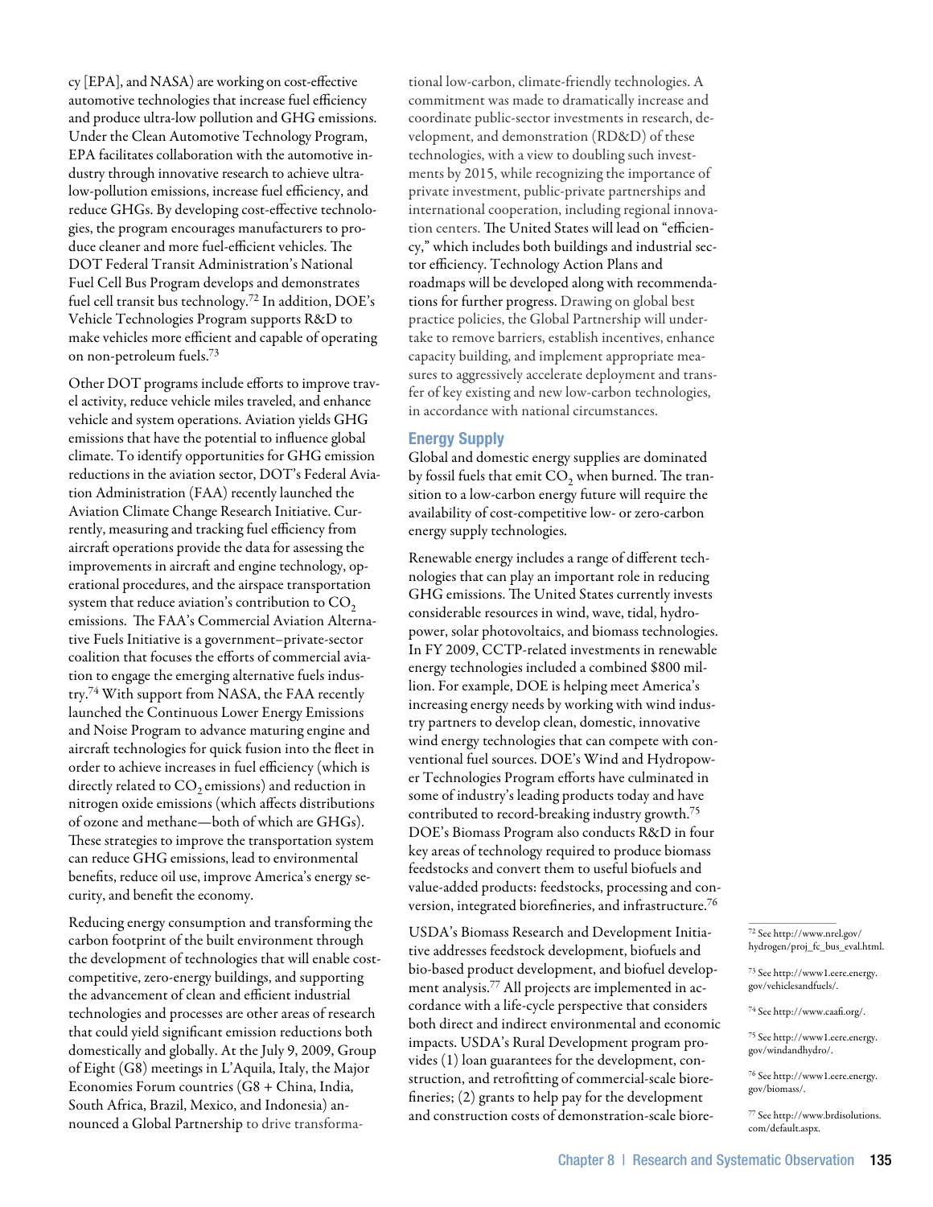cy [EPA], and NASA) are working on cost-effective automotive technologies that increase fuel efficiency and produce ultra-low pollution and GHG emissions. Under the Clean Automotive Technology Program, EPA facilitates collaboration with the automotive industry through innovative research to achieve ultra-low-pollution emissions, increase fuel efficiency, and reduce GHGs. By developing cost-effective technologies, the program encourages manufacturers to produce cleaner and more fuel-efficient vehicles. The DOT Federal Transit Administration's National Fuel Cell Bus Program develops and demonstrates fuel cell transit bus technology.[72] In addition, DOE's Vehicle Technologies Program supports R&D to make vehicles more efficient and capable of operating on non-petroleum fuels.[73]

Other DOT programs include efforts to improve travel activity, reduce vehicle miles traveled, and enhance vehicle and system operations. Aviation yields GHG emissions that have the potential to influence global climate. To identify opportunities for GHG emission reductions in the aviation sector, DOT's Federal Aviation Administration (FAA) recently launched the Aviation Climate Change Research Initiative. Currently, measuring and tracking fuel efficiency from aircraft operations provide the data for assessing the improvements in aircraft and engine technology, operational procedures, and the airspace transportation system that reduce aviation's contribution to $CO_2$ emissions. The FAA's Commercial Aviation Alternative Fuels Initiative is a government–private-sector coalition that focuses the efforts of commercial aviation to engage the emerging alternative fuels industry.[74] With support from NASA, the FAA recently launched the Continuous Lower Energy Emissions and Noise Program to advance maturing engine and aircraft technologies for quick fusion into the fleet in order to achieve increases in fuel efficiency (which is directly related to $CO_2$ emissions) and reduction in nitrogen oxide emissions (which affects distributions of ozone and methane—both of which are GHGs). These strategies to improve the transportation system can reduce GHG emissions, lead to environmental benefits, reduce oil use, improve America's energy security, and benefit the economy.

Reducing energy consumption and transforming the carbon footprint of the built environment through the development of technologies that will enable cost-competitive, zero-energy buildings, and supporting the advancement of clean and efficient industrial technologies and processes are other areas of research that could yield significant emission reductions both domestically and globally. At the July 9, 2009, Group of Eight (G8) meetings in L'Aquila, Italy, the Major Economies Forum countries (G8 + China, India, South Africa, Brazil, Mexico, and Indonesia) announced a Global Partnership to drive transformational low-carbon, climate-friendly technologies. A commitment was made to dramatically increase and coordinate public-sector investments in research, development, and demonstration (RD&D) of these technologies, with a view to doubling such investments by 2015, while recognizing the importance of private investment, public-private partnerships and international cooperation, including regional innovation centers. The United States will lead on "efficiency," which includes both buildings and industrial sector efficiency. Technology Action Plans and roadmaps will be developed along with recommendations for further progress. Drawing on global best practice policies, the Global Partnership will undertake to remove barriers, establish incentives, enhance capacity building, and implement appropriate measures to aggressively accelerate deployment and transfer of key existing and new low-carbon technologies, in accordance with national circumstances.

### Energy Supply

Global and domestic energy supplies are dominated by fossil fuels that emit $CO_2$ when burned. The transition to a low-carbon energy future will require the availability of cost-competitive low- or zero-carbon energy supply technologies.

Renewable energy includes a range of different technologies that can play an important role in reducing GHG emissions. The United States currently invests considerable resources in wind, wave, tidal, hydropower, solar photovoltaics, and biomass technologies. In FY 2009, CCTP-related investments in renewable energy technologies included a combined $800 million. For example, DOE is helping meet America's increasing energy needs by working with wind industry partners to develop clean, domestic, innovative wind energy technologies that can compete with conventional fuel sources. DOE's Wind and Hydropower Technologies Program efforts have culminated in some of industry's leading products today and have contributed to record-breaking industry growth.[75] DOE's Biomass Program also conducts R&D in four key areas of technology required to produce biomass feedstocks and convert them to useful biofuels and value-added products: feedstocks, processing and conversion, integrated biorefineries, and infrastructure.[76]

USDA's Biomass Research and Development Initiative addresses feedstock development, biofuels and bio-based product development, and biofuel development analysis.[77] All projects are implemented in accordance with a life-cycle perspective that considers both direct and indirect environmental and economic impacts. USDA's Rural Development program provides (1) loan guarantees for the development, construction, and retrofitting of commercial-scale biorefineries; (2) grants to help pay for the development and construction costs of demonstration-scale biore-

---

[72] See http://www.nrel.gov/hydrogen/proj_fc_bus_eval.html.

[73] See http://www1.eere.energy.gov/vehiclesandfuels/.

[74] See http://www.caafi.org/.

[75] See http://www1.eere.energy.gov/windandhydro/.

[76] See http://www1.eere.energy.gov/biomass/.

[77] See http://www.brdisolutions.com/default.aspx.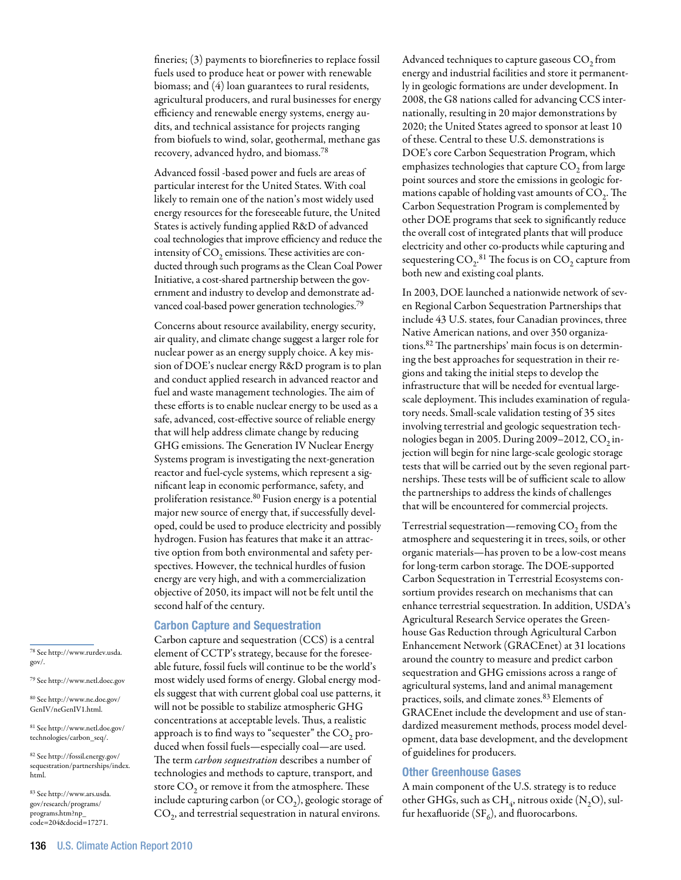fineries; (3) payments to biorefineries to replace fossil fuels used to produce heat or power with renewable biomass; and (4) loan guarantees to rural residents, agricultural producers, and rural businesses for energy efficiency and renewable energy systems, energy audits, and technical assistance for projects ranging from biofuels to wind, solar, geothermal, methane gas recovery, advanced hydro, and biomass.[78]

Advanced fossil -based power and fuels are areas of particular interest for the United States. With coal likely to remain one of the nation's most widely used energy resources for the foreseeable future, the United States is actively funding applied R&D of advanced coal technologies that improve efficiency and reduce the intensity of $CO_2$ emissions. These activities are conducted through such programs as the Clean Coal Power Initiative, a cost-shared partnership between the government and industry to develop and demonstrate advanced coal-based power generation technologies.[79]

Concerns about resource availability, energy security, air quality, and climate change suggest a larger role for nuclear power as an energy supply choice. A key mission of DOE's nuclear energy R&D program is to plan and conduct applied research in advanced reactor and fuel and waste management technologies. The aim of these efforts is to enable nuclear energy to be used as a safe, advanced, cost-effective source of reliable energy that will help address climate change by reducing GHG emissions. The Generation IV Nuclear Energy Systems program is investigating the next-generation reactor and fuel-cycle systems, which represent a significant leap in economic performance, safety, and proliferation resistance.[80] Fusion energy is a potential major new source of energy that, if successfully developed, could be used to produce electricity and possibly hydrogen. Fusion has features that make it an attractive option from both environmental and safety perspectives. However, the technical hurdles of fusion energy are very high, and with a commercialization objective of 2050, its impact will not be felt until the second half of the century.

### Carbon Capture and Sequestration

Carbon capture and sequestration (CCS) is a central element of CCTP's strategy, because for the foreseeable future, fossil fuels will continue to be the world's most widely used forms of energy. Global energy models suggest that with current global coal use patterns, it will not be possible to stabilize atmospheric GHG concentrations at acceptable levels. Thus, a realistic approach is to find ways to "sequester" the $CO_2$ produced when fossil fuels—especially coal—are used. The term *carbon sequestration* describes a number of technologies and methods to capture, transport, and store $CO_2$ or remove it from the atmosphere. These include capturing carbon (or $CO_2$), geologic storage of $CO_2$, and terrestrial sequestration in natural environs.

Advanced techniques to capture gaseous $CO_2$ from energy and industrial facilities and store it permanently in geologic formations are under development. In 2008, the G8 nations called for advancing CCS internationally, resulting in 20 major demonstrations by 2020; the United States agreed to sponsor at least 10 of these. Central to these U.S. demonstrations is DOE's core Carbon Sequestration Program, which emphasizes technologies that capture $CO_2$ from large point sources and store the emissions in geologic formations capable of holding vast amounts of $CO_2$. The Carbon Sequestration Program is complemented by other DOE programs that seek to significantly reduce the overall cost of integrated plants that will produce electricity and other co-products while capturing and sequestering $CO_2$.[81] The focus is on $CO_2$ capture from both new and existing coal plants.

In 2003, DOE launched a nationwide network of seven Regional Carbon Sequestration Partnerships that include 43 U.S. states, four Canadian provinces, three Native American nations, and over 350 organizations.[82] The partnerships' main focus is on determining the best approaches for sequestration in their regions and taking the initial steps to develop the infrastructure that will be needed for eventual large-scale deployment. This includes examination of regulatory needs. Small-scale validation testing of 35 sites involving terrestrial and geologic sequestration technologies began in 2005. During 2009–2012, $CO_2$ injection will begin for nine large-scale geologic storage tests that will be carried out by the seven regional partnerships. These tests will be of sufficient scale to allow the partnerships to address the kinds of challenges that will be encountered for commercial projects.

Terrestrial sequestration—removing $CO_2$ from the atmosphere and sequestering it in trees, soils, or other organic materials—has proven to be a low-cost means for long-term carbon storage. The DOE-supported Carbon Sequestration in Terrestrial Ecosystems consortium provides research on mechanisms that can enhance terrestrial sequestration. In addition, USDA's Agricultural Research Service operates the Greenhouse Gas Reduction through Agricultural Carbon Enhancement Network (GRACEnet) at 31 locations around the country to measure and predict carbon sequestration and GHG emissions across a range of agricultural systems, land and animal management practices, soils, and climate zones.[83] Elements of GRACEnet include the development and use of standardized measurement methods, process model development, data base development, and the development of guidelines for producers.

### Other Greenhouse Gases

A main component of the U.S. strategy is to reduce other GHGs, such as $CH_4$, nitrous oxide ($N_2O$), sulfur hexafluoride ($SF_6$), and fluorocarbons.

---

[78] See http://www.rurdev.usda.gov/.

[79] See http://www.netl.doec.gov

[80] See http://www.ne.doe.gov/GenIV/neGenIV1.html.

[81] See http://www.netl.doe.gov/technologies/carbon_seq/.

[82] See http://fossil.energy.gov/sequestration/partnerships/index.html.

[83] See http://www.ars.usda.gov/research/programs/programs.htm?np_code=204&docid=17271.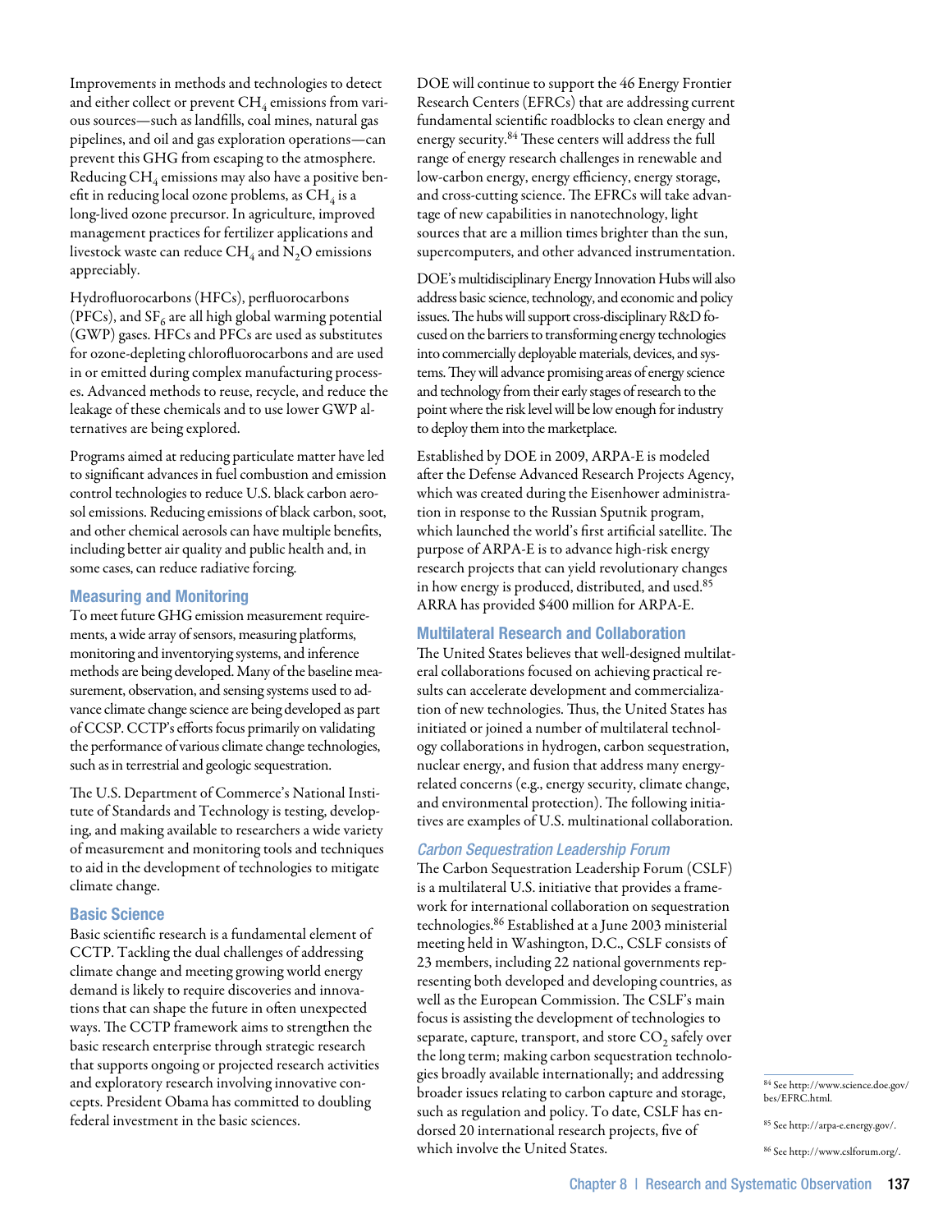Improvements in methods and technologies to detect and either collect or prevent $CH_4$ emissions from various sources—such as landfills, coal mines, natural gas pipelines, and oil and gas exploration operations—can prevent this GHG from escaping to the atmosphere. Reducing $CH_4$ emissions may also have a positive benefit in reducing local ozone problems, as $CH_4$ is a long-lived ozone precursor. In agriculture, improved management practices for fertilizer applications and livestock waste can reduce $CH_4$ and $N_2O$ emissions appreciably.

Hydrofluorocarbons (HFCs), perfluorocarbons (PFCs), and $SF_6$ are all high global warming potential (GWP) gases. HFCs and PFCs are used as substitutes for ozone-depleting chlorofluorocarbons and are used in or emitted during complex manufacturing processes. Advanced methods to reuse, recycle, and reduce the leakage of these chemicals and to use lower GWP alternatives are being explored.

Programs aimed at reducing particulate matter have led to significant advances in fuel combustion and emission control technologies to reduce U.S. black carbon aerosol emissions. Reducing emissions of black carbon, soot, and other chemical aerosols can have multiple benefits, including better air quality and public health and, in some cases, can reduce radiative forcing.

### Measuring and Monitoring

To meet future GHG emission measurement requirements, a wide array of sensors, measuring platforms, monitoring and inventorying systems, and inference methods are being developed. Many of the baseline measurement, observation, and sensing systems used to advance climate change science are being developed as part of CCSP. CCTP's efforts focus primarily on validating the performance of various climate change technologies, such as in terrestrial and geologic sequestration.

The U.S. Department of Commerce's National Institute of Standards and Technology is testing, developing, and making available to researchers a wide variety of measurement and monitoring tools and techniques to aid in the development of technologies to mitigate climate change.

### Basic Science

Basic scientific research is a fundamental element of CCTP. Tackling the dual challenges of addressing climate change and meeting growing world energy demand is likely to require discoveries and innovations that can shape the future in often unexpected ways. The CCTP framework aims to strengthen the basic research enterprise through strategic research that supports ongoing or projected research activities and exploratory research involving innovative concepts. President Obama has committed to doubling federal investment in the basic sciences.

DOE will continue to support the 46 Energy Frontier Research Centers (EFRCs) that are addressing current fundamental scientific roadblocks to clean energy and energy security.[84] These centers will address the full range of energy research challenges in renewable and low-carbon energy, energy efficiency, energy storage, and cross-cutting science. The EFRCs will take advantage of new capabilities in nanotechnology, light sources that are a million times brighter than the sun, supercomputers, and other advanced instrumentation.

DOE's multidisciplinary Energy Innovation Hubs will also address basic science, technology, and economic and policy issues. The hubs will support cross-disciplinary R&D focused on the barriers to transforming energy technologies into commercially deployable materials, devices, and systems. They will advance promising areas of energy science and technology from their early stages of research to the point where the risk level will be low enough for industry to deploy them into the marketplace.

Established by DOE in 2009, ARPA-E is modeled after the Defense Advanced Research Projects Agency, which was created during the Eisenhower administration in response to the Russian Sputnik program, which launched the world's first artificial satellite. The purpose of ARPA-E is to advance high-risk energy research projects that can yield revolutionary changes in how energy is produced, distributed, and used.[85] ARRA has provided $400 million for ARPA-E.

### Multilateral Research and Collaboration

The United States believes that well-designed multilateral collaborations focused on achieving practical results can accelerate development and commercialization of new technologies. Thus, the United States has initiated or joined a number of multilateral technology collaborations in hydrogen, carbon sequestration, nuclear energy, and fusion that address many energy-related concerns (e.g., energy security, climate change, and environmental protection). The following initiatives are examples of U.S. multinational collaboration.

#### *Carbon Sequestration Leadership Forum*

The Carbon Sequestration Leadership Forum (CSLF) is a multilateral U.S. initiative that provides a framework for international collaboration on sequestration technologies.[86] Established at a June 2003 ministerial meeting held in Washington, D.C., CSLF consists of 23 members, including 22 national governments representing both developed and developing countries, as well as the European Commission. The CSLF's main focus is assisting the development of technologies to separate, capture, transport, and store $CO_2$ safely over the long term; making carbon sequestration technologies broadly available internationally; and addressing broader issues relating to carbon capture and storage, such as regulation and policy. To date, CSLF has endorsed 20 international research projects, five of which involve the United States.

---

[84] See http://www.science.doe.gov/bes/EFRC.html.

[85] See http://arpa-e.energy.gov/.

[86] See http://www.cslforum.org/.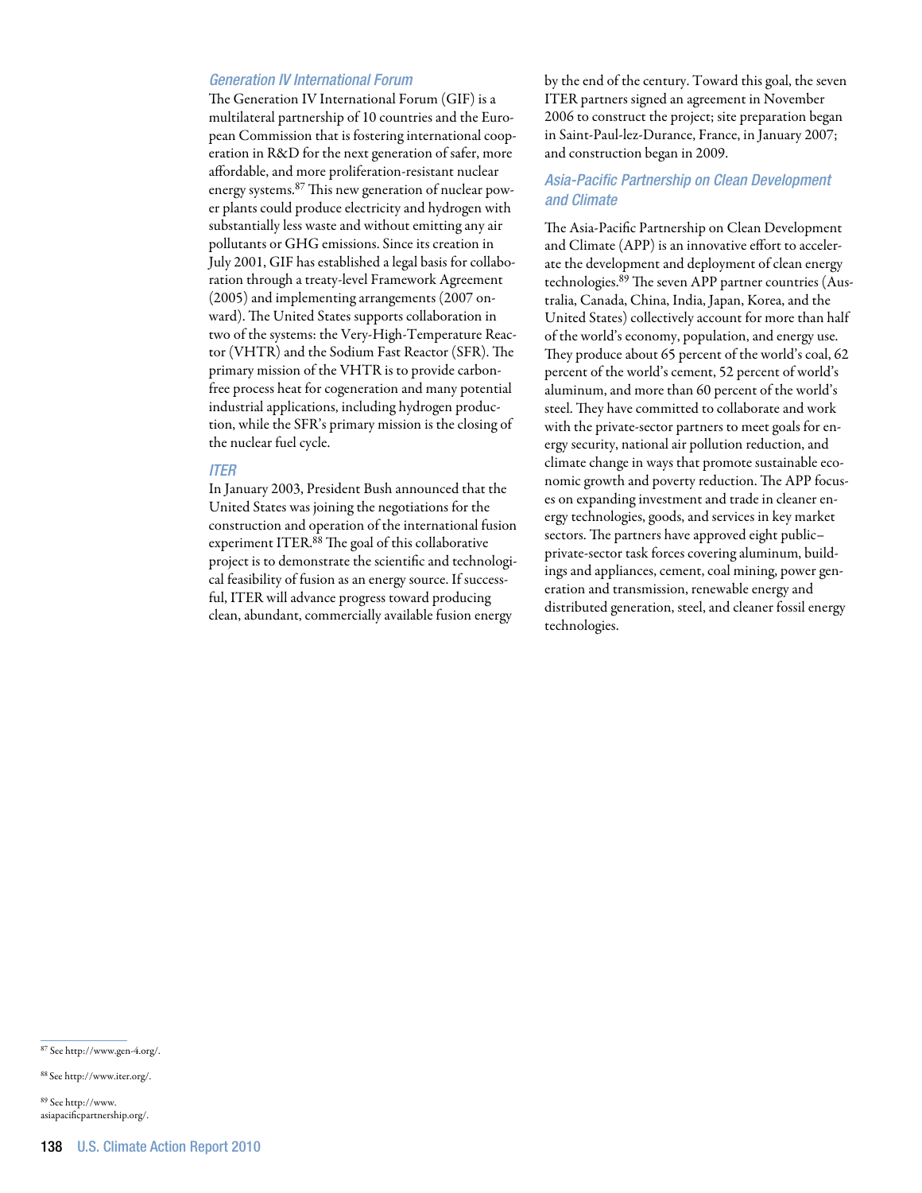### Generation IV International Forum

The Generation IV International Forum (GIF) is a multilateral partnership of 10 countries and the European Commission that is fostering international cooperation in R&D for the next generation of safer, more affordable, and more proliferation-resistant nuclear energy systems.[87] This new generation of nuclear power plants could produce electricity and hydrogen with substantially less waste and without emitting any air pollutants or GHG emissions. Since its creation in July 2001, GIF has established a legal basis for collaboration through a treaty-level Framework Agreement (2005) and implementing arrangements (2007 onward). The United States supports collaboration in two of the systems: the Very-High-Temperature Reactor (VHTR) and the Sodium Fast Reactor (SFR). The primary mission of the VHTR is to provide carbon-free process heat for cogeneration and many potential industrial applications, including hydrogen production, while the SFR's primary mission is the closing of the nuclear fuel cycle.

### ITER

In January 2003, President Bush announced that the United States was joining the negotiations for the construction and operation of the international fusion experiment ITER.[88] The goal of this collaborative project is to demonstrate the scientific and technological feasibility of fusion as an energy source. If successful, ITER will advance progress toward producing clean, abundant, commercially available fusion energy by the end of the century. Toward this goal, the seven ITER partners signed an agreement in November 2006 to construct the project; site preparation began in Saint-Paul-lez-Durance, France, in January 2007; and construction began in 2009.

### Asia-Pacific Partnership on Clean Development and Climate

The Asia-Pacific Partnership on Clean Development and Climate (APP) is an innovative effort to accelerate the development and deployment of clean energy technologies.[89] The seven APP partner countries (Australia, Canada, China, India, Japan, Korea, and the United States) collectively account for more than half of the world's economy, population, and energy use. They produce about 65 percent of the world's coal, 62 percent of the world's cement, 52 percent of world's aluminum, and more than 60 percent of the world's steel. They have committed to collaborate and work with the private-sector partners to meet goals for energy security, national air pollution reduction, and climate change in ways that promote sustainable economic growth and poverty reduction. The APP focuses on expanding investment and trade in cleaner energy technologies, goods, and services in key market sectors. The partners have approved eight public–private-sector task forces covering aluminum, buildings and appliances, cement, coal mining, power generation and transmission, renewable energy and distributed generation, steel, and cleaner fossil energy technologies.

---

[87] See http://www.gen-4.org/.

[88] See http://www.iter.org/.

[89] See http://www.asiapacificpartnership.org/.